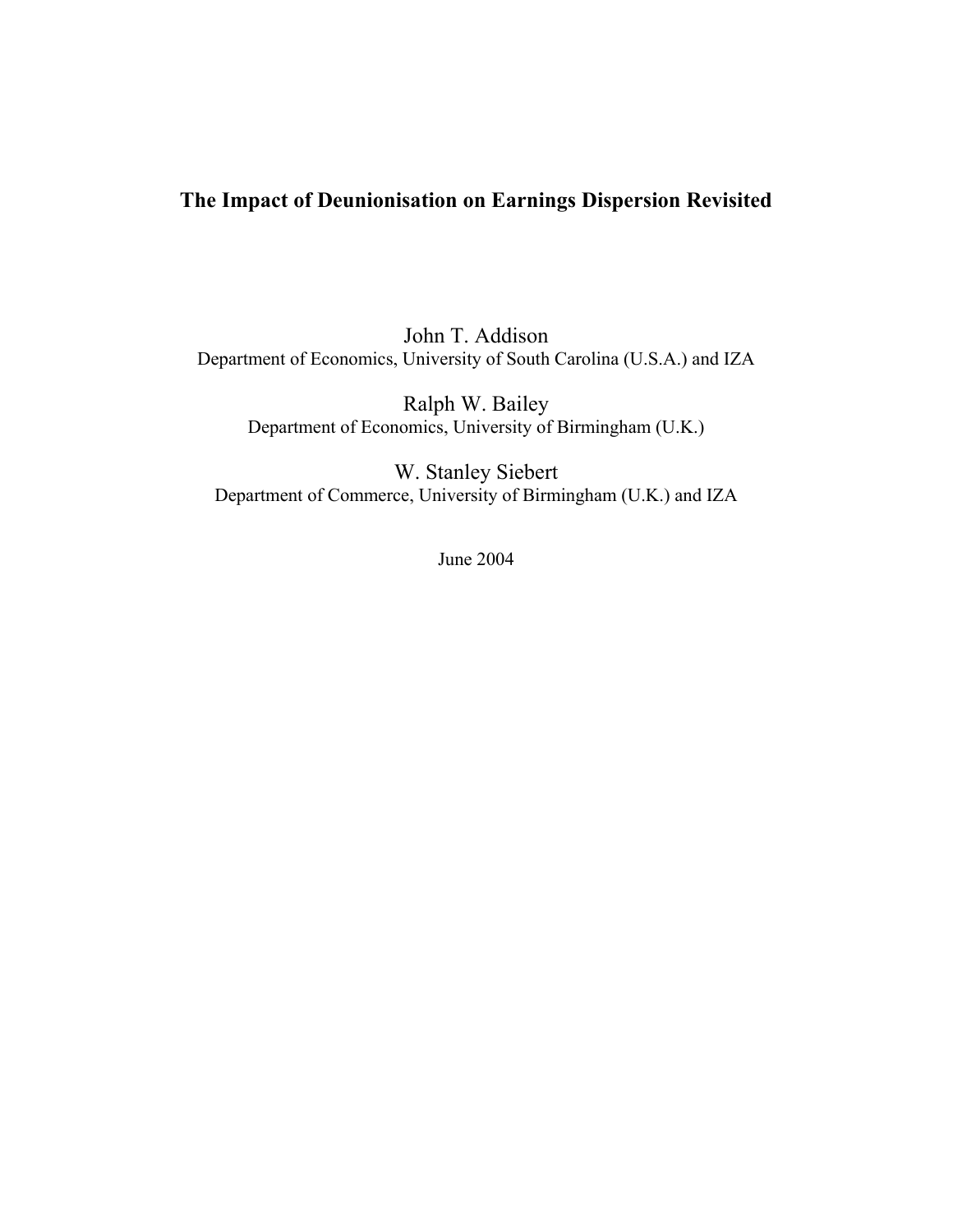# The Impact of Deunionisation on Earnings Dispersion Revisited

John T. Addison
Department of Economics, University of South Carolina (U.S.A.) and IZA

Ralph W. Bailey
Department of Economics, University of Birmingham (U.K.)

W. Stanley Siebert
Department of Commerce, University of Birmingham (U.K.) and IZA

June 2004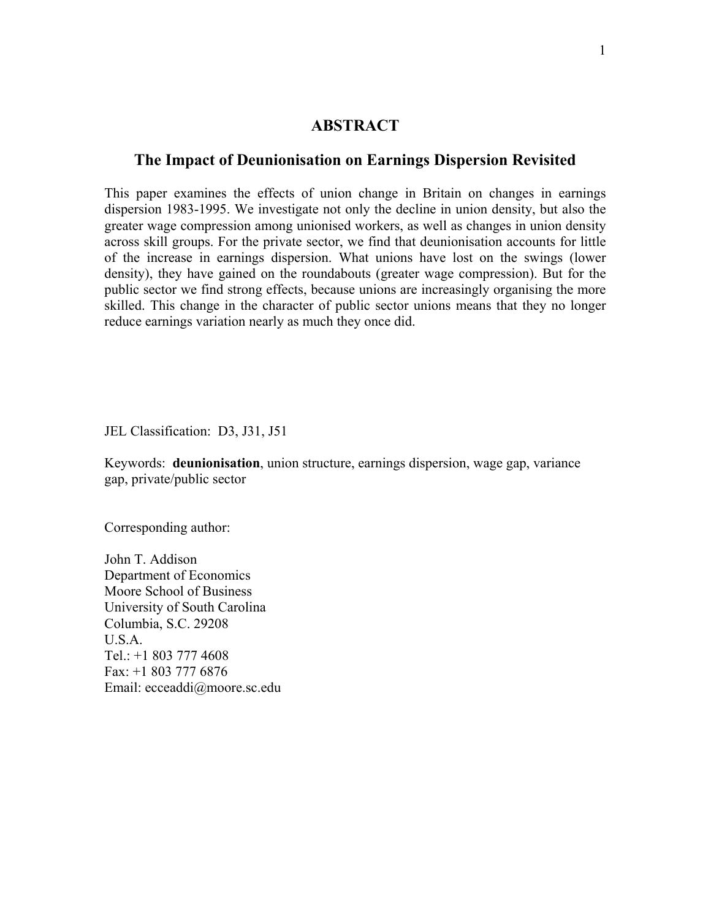# ABSTRACT

## The Impact of Deunionisation on Earnings Dispersion Revisited

This paper examines the effects of union change in Britain on changes in earnings dispersion 1983-1995. We investigate not only the decline in union density, but also the greater wage compression among unionised workers, as well as changes in union density across skill groups. For the private sector, we find that deunionisation accounts for little of the increase in earnings dispersion. What unions have lost on the swings (lower density), they have gained on the roundabouts (greater wage compression). But for the public sector we find strong effects, because unions are increasingly organising the more skilled. This change in the character of public sector unions means that they no longer reduce earnings variation nearly as much they once did.

JEL Classification: D3, J31, J51

Keywords: **deunionisation**, union structure, earnings dispersion, wage gap, variance gap, private/public sector

Corresponding author:

John T. Addison
Department of Economics
Moore School of Business
University of South Carolina
Columbia, S.C. 29208
U.S.A.
Tel.: +1 803 777 4608
Fax: +1 803 777 6876
Email: ecceaddi@moore.sc.edu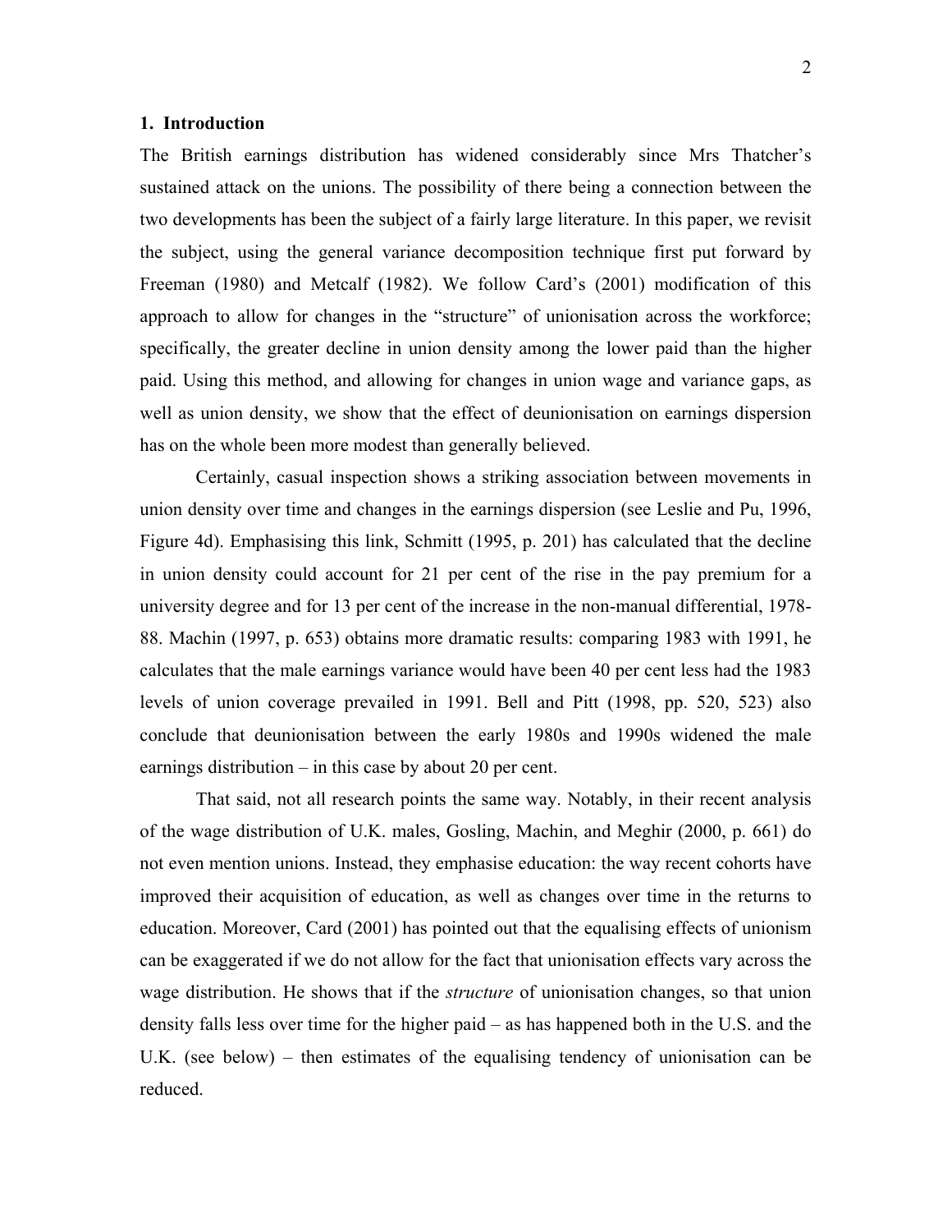## 1. Introduction

The British earnings distribution has widened considerably since Mrs Thatcher's sustained attack on the unions. The possibility of there being a connection between the two developments has been the subject of a fairly large literature. In this paper, we revisit the subject, using the general variance decomposition technique first put forward by Freeman (1980) and Metcalf (1982). We follow Card's (2001) modification of this approach to allow for changes in the "structure" of unionisation across the workforce; specifically, the greater decline in union density among the lower paid than the higher paid. Using this method, and allowing for changes in union wage and variance gaps, as well as union density, we show that the effect of deunionisation on earnings dispersion has on the whole been more modest than generally believed.

Certainly, casual inspection shows a striking association between movements in union density over time and changes in the earnings dispersion (see Leslie and Pu, 1996, Figure 4d). Emphasising this link, Schmitt (1995, p. 201) has calculated that the decline in union density could account for 21 per cent of the rise in the pay premium for a university degree and for 13 per cent of the increase in the non-manual differential, 1978-88. Machin (1997, p. 653) obtains more dramatic results: comparing 1983 with 1991, he calculates that the male earnings variance would have been 40 per cent less had the 1983 levels of union coverage prevailed in 1991. Bell and Pitt (1998, pp. 520, 523) also conclude that deunionisation between the early 1980s and 1990s widened the male earnings distribution – in this case by about 20 per cent.

That said, not all research points the same way. Notably, in their recent analysis of the wage distribution of U.K. males, Gosling, Machin, and Meghir (2000, p. 661) do not even mention unions. Instead, they emphasise education: the way recent cohorts have improved their acquisition of education, as well as changes over time in the returns to education. Moreover, Card (2001) has pointed out that the equalising effects of unionism can be exaggerated if we do not allow for the fact that unionisation effects vary across the wage distribution. He shows that if the *structure* of unionisation changes, so that union density falls less over time for the higher paid – as has happened both in the U.S. and the U.K. (see below) – then estimates of the equalising tendency of unionisation can be reduced.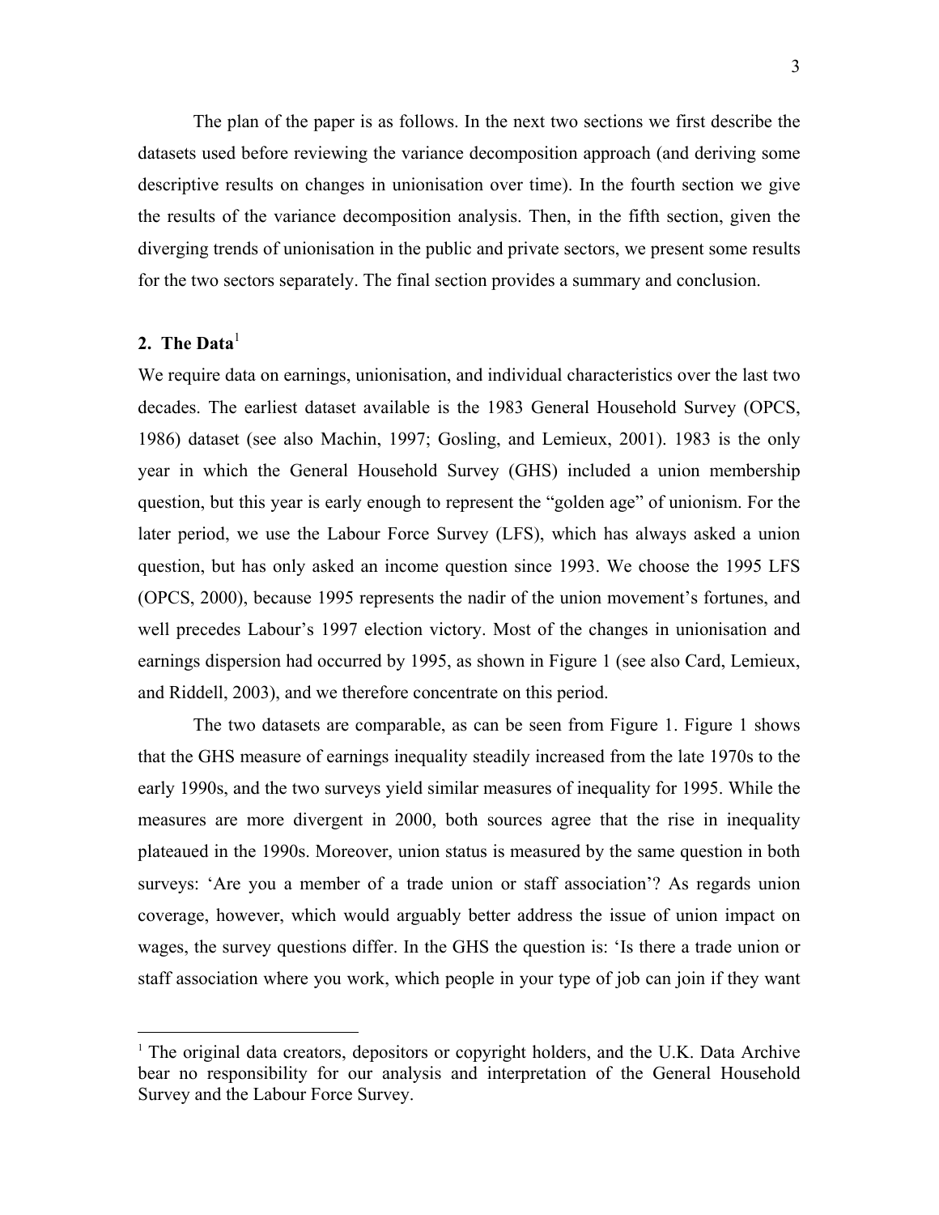The plan of the paper is as follows. In the next two sections we first describe the datasets used before reviewing the variance decomposition approach (and deriving some descriptive results on changes in unionisation over time). In the fourth section we give the results of the variance decomposition analysis. Then, in the fifth section, given the diverging trends of unionisation in the public and private sectors, we present some results for the two sectors separately. The final section provides a summary and conclusion.

## 2. The Data[1]

We require data on earnings, unionisation, and individual characteristics over the last two decades. The earliest dataset available is the 1983 General Household Survey (OPCS, 1986) dataset (see also Machin, 1997; Gosling, and Lemieux, 2001). 1983 is the only year in which the General Household Survey (GHS) included a union membership question, but this year is early enough to represent the "golden age" of unionism. For the later period, we use the Labour Force Survey (LFS), which has always asked a union question, but has only asked an income question since 1993. We choose the 1995 LFS (OPCS, 2000), because 1995 represents the nadir of the union movement's fortunes, and well precedes Labour's 1997 election victory. Most of the changes in unionisation and earnings dispersion had occurred by 1995, as shown in Figure 1 (see also Card, Lemieux, and Riddell, 2003), and we therefore concentrate on this period.

The two datasets are comparable, as can be seen from Figure 1. Figure 1 shows that the GHS measure of earnings inequality steadily increased from the late 1970s to the early 1990s, and the two surveys yield similar measures of inequality for 1995. While the measures are more divergent in 2000, both sources agree that the rise in inequality plateaued in the 1990s. Moreover, union status is measured by the same question in both surveys: 'Are you a member of a trade union or staff association'? As regards union coverage, however, which would arguably better address the issue of union impact on wages, the survey questions differ. In the GHS the question is: 'Is there a trade union or staff association where you work, which people in your type of job can join if they want

[1] The original data creators, depositors or copyright holders, and the U.K. Data Archive bear no responsibility for our analysis and interpretation of the General Household Survey and the Labour Force Survey.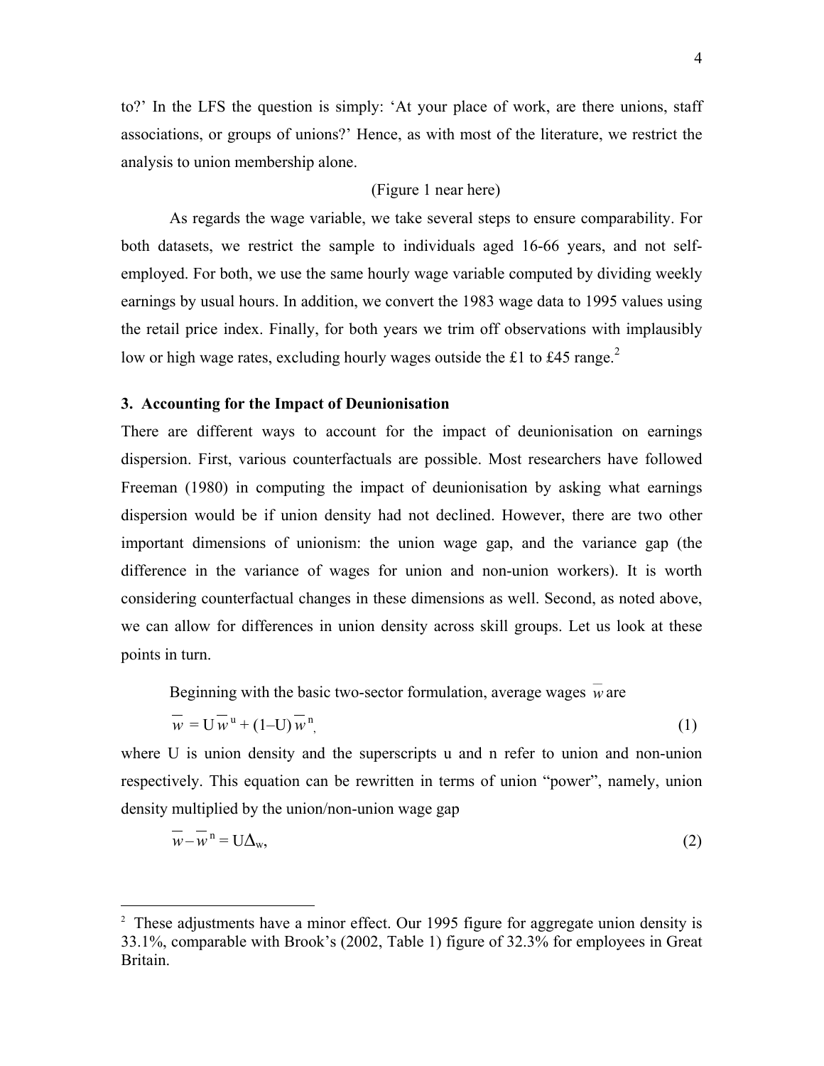to?' In the LFS the question is simply: 'At your place of work, are there unions, staff associations, or groups of unions?' Hence, as with most of the literature, we restrict the analysis to union membership alone.

(Figure 1 near here)

As regards the wage variable, we take several steps to ensure comparability. For both datasets, we restrict the sample to individuals aged 16-66 years, and not self-employed. For both, we use the same hourly wage variable computed by dividing weekly earnings by usual hours. In addition, we convert the 1983 wage data to 1995 values using the retail price index. Finally, for both years we trim off observations with implausibly low or high wage rates, excluding hourly wages outside the £1 to £45 range.[2]

### 3. Accounting for the Impact of Deunionisation

There are different ways to account for the impact of deunionisation on earnings dispersion. First, various counterfactuals are possible. Most researchers have followed Freeman (1980) in computing the impact of deunionisation by asking what earnings dispersion would be if union density had not declined. However, there are two other important dimensions of unionism: the union wage gap, and the variance gap (the difference in the variance of wages for union and non-union workers). It is worth considering counterfactual changes in these dimensions as well. Second, as noted above, we can allow for differences in union density across skill groups. Let us look at these points in turn.

Beginning with the basic two-sector formulation, average wages $\overline{w}$ are

$$\overline{w} = \mathrm{U}\,\overline{w}^{\mathrm{u}} + (1\text{–}\mathrm{U})\,\overline{w}^{\mathrm{n}}, \tag{1}$$

where U is union density and the superscripts u and n refer to union and non-union respectively. This equation can be rewritten in terms of union "power", namely, union density multiplied by the union/non-union wage gap

$$\overline{w} - \overline{w}^{\mathrm{n}} = \mathrm{U}\Delta_{\mathrm{w}}, \tag{2}$$

---

[2] These adjustments have a minor effect. Our 1995 figure for aggregate union density is 33.1%, comparable with Brook's (2002, Table 1) figure of 32.3% for employees in Great Britain.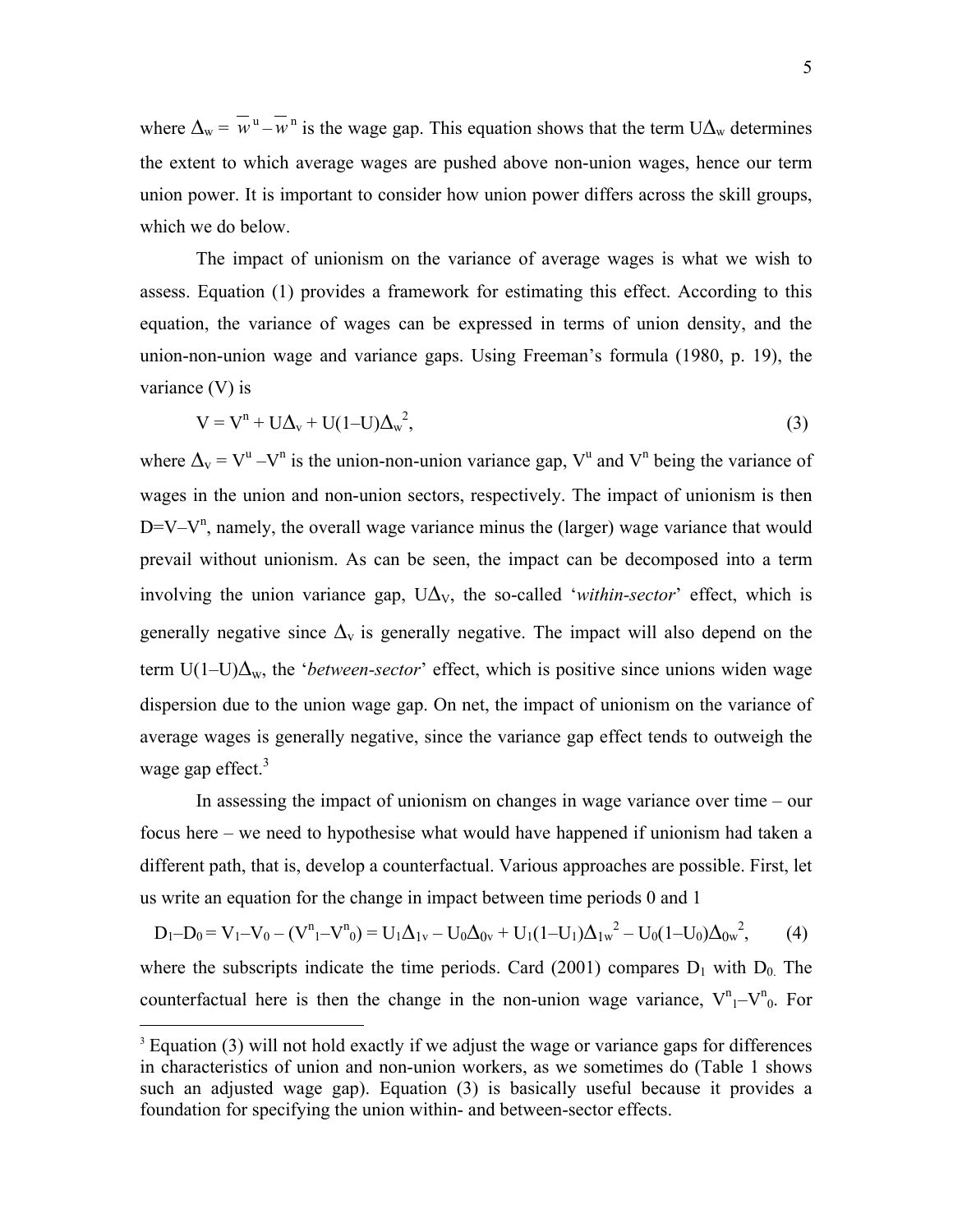where $\Delta_w = \overline{w}^u - \overline{w}^n$ is the wage gap. This equation shows that the term $U\Delta_w$ determines the extent to which average wages are pushed above non-union wages, hence our term union power. It is important to consider how union power differs across the skill groups, which we do below.

The impact of unionism on the variance of average wages is what we wish to assess. Equation (1) provides a framework for estimating this effect. According to this equation, the variance of wages can be expressed in terms of union density, and the union-non-union wage and variance gaps. Using Freeman's formula (1980, p. 19), the variance (V) is

$$V = V^n + U\Delta_v + U(1–U)\Delta_w^2, \qquad (3)$$

where $\Delta_v = V^u – V^n$ is the union-non-union variance gap, $V^u$ and $V^n$ being the variance of wages in the union and non-union sectors, respectively. The impact of unionism is then $D = V – V^n$, namely, the overall wage variance minus the (larger) wage variance that would prevail without unionism. As can be seen, the impact can be decomposed into a term involving the union variance gap, $U\Delta_V$, the so-called '*within-sector*' effect, which is generally negative since $\Delta_v$ is generally negative. The impact will also depend on the term $U(1–U)\Delta_w$, the '*between-sector*' effect, which is positive since unions widen wage dispersion due to the union wage gap. On net, the impact of unionism on the variance of average wages is generally negative, since the variance gap effect tends to outweigh the wage gap effect.[3]

In assessing the impact of unionism on changes in wage variance over time – our focus here – we need to hypothesise what would have happened if unionism had taken a different path, that is, develop a counterfactual. Various approaches are possible. First, let us write an equation for the change in impact between time periods 0 and 1

$$D_1–D_0 = V_1–V_0 – (V^n_1–V^n_0) = U_1\Delta_{1v} – U_0\Delta_{0v} + U_1(1–U_1)\Delta_{1w}^2 – U_0(1–U_0)\Delta_{0w}^2, \qquad (4)$$

where the subscripts indicate the time periods. Card (2001) compares $D_1$ with $D_0$. The counterfactual here is then the change in the non-union wage variance, $V^n_1–V^n_0$. For

[3] Equation (3) will not hold exactly if we adjust the wage or variance gaps for differences in characteristics of union and non-union workers, as we sometimes do (Table 1 shows such an adjusted wage gap). Equation (3) is basically useful because it provides a foundation for specifying the union within- and between-sector effects.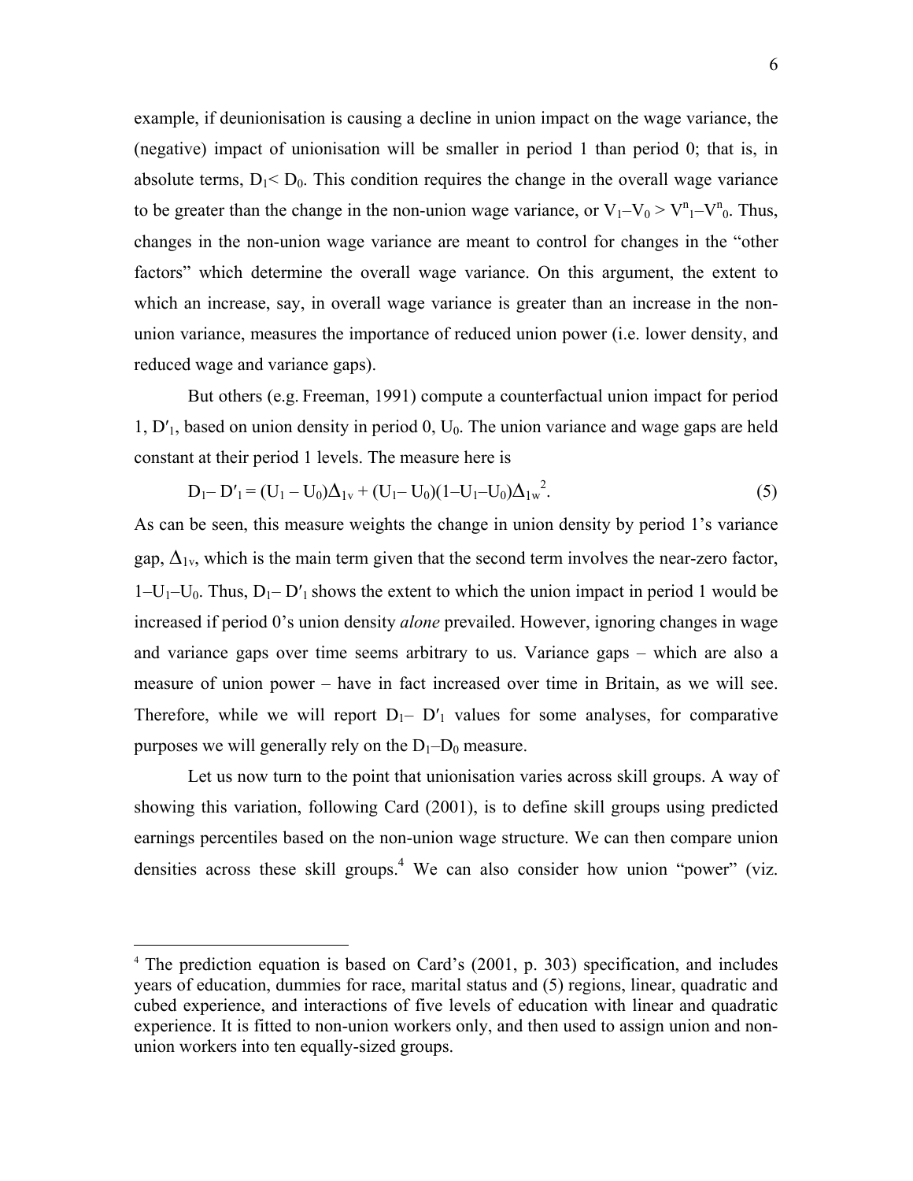example, if deunionisation is causing a decline in union impact on the wage variance, the (negative) impact of unionisation will be smaller in period 1 than period 0; that is, in absolute terms, $D_1 < D_0$. This condition requires the change in the overall wage variance to be greater than the change in the non-union wage variance, or $V_1 – V_0 > V^n_1 – V^n_0$. Thus, changes in the non-union wage variance are meant to control for changes in the "other factors" which determine the overall wage variance. On this argument, the extent to which an increase, say, in overall wage variance is greater than an increase in the non-union variance, measures the importance of reduced union power (i.e. lower density, and reduced wage and variance gaps).

But others (e.g. Freeman, 1991) compute a counterfactual union impact for period 1, $D'_1$, based on union density in period 0, $U_0$. The union variance and wage gaps are held constant at their period 1 levels. The measure here is

$$D_1 – D'_1 = (U_1 – U_0)\Delta_{1v} + (U_1 – U_0)(1 – U_1 – U_0)\Delta_{1w}^2. \tag{5}$$

As can be seen, this measure weights the change in union density by period 1's variance gap, $\Delta_{1v}$, which is the main term given that the second term involves the near-zero factor, $1 – U_1 – U_0$. Thus, $D_1 – D'_1$ shows the extent to which the union impact in period 1 would be increased if period 0's union density *alone* prevailed. However, ignoring changes in wage and variance gaps over time seems arbitrary to us. Variance gaps – which are also a measure of union power – have in fact increased over time in Britain, as we will see. Therefore, while we will report $D_1 – D'_1$ values for some analyses, for comparative purposes we will generally rely on the $D_1 – D_0$ measure.

Let us now turn to the point that unionisation varies across skill groups. A way of showing this variation, following Card (2001), is to define skill groups using predicted earnings percentiles based on the non-union wage structure. We can then compare union densities across these skill groups.[4] We can also consider how union "power" (viz.

[4] The prediction equation is based on Card's (2001, p. 303) specification, and includes years of education, dummies for race, marital status and (5) regions, linear, quadratic and cubed experience, and interactions of five levels of education with linear and quadratic experience. It is fitted to non-union workers only, and then used to assign union and non-union workers into ten equally-sized groups.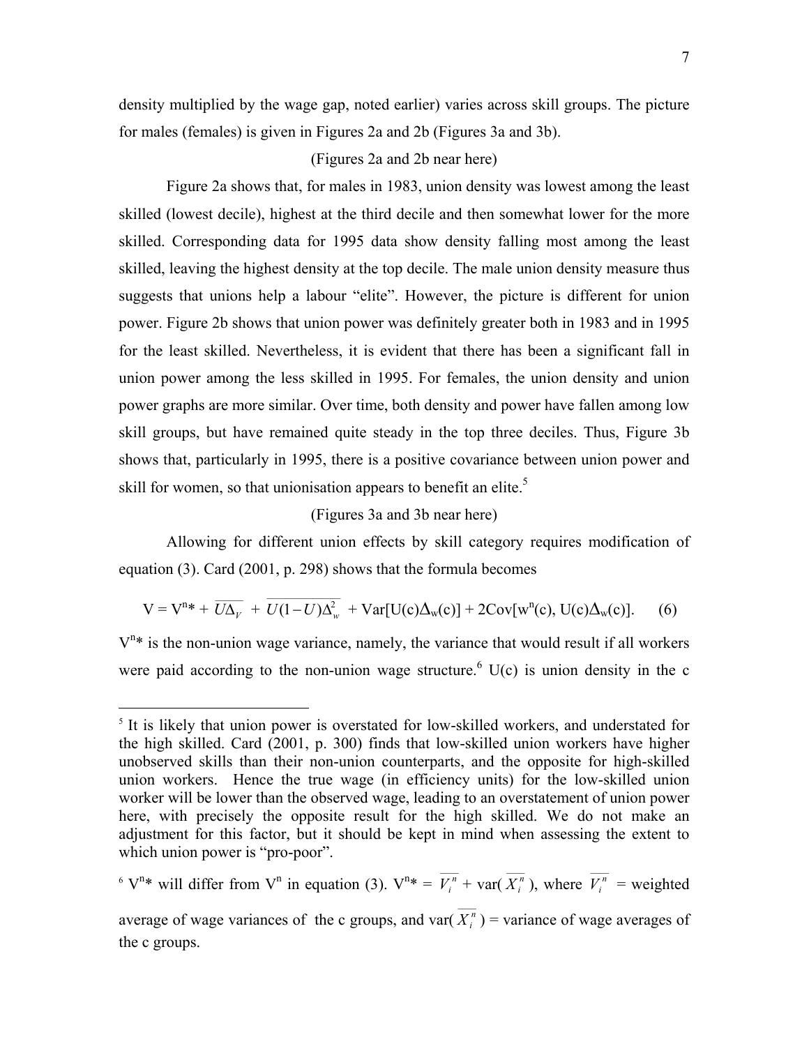density multiplied by the wage gap, noted earlier) varies across skill groups. The picture for males (females) is given in Figures 2a and 2b (Figures 3a and 3b).

(Figures 2a and 2b near here)

Figure 2a shows that, for males in 1983, union density was lowest among the least skilled (lowest decile), highest at the third decile and then somewhat lower for the more skilled. Corresponding data for 1995 data show density falling most among the least skilled, leaving the highest density at the top decile. The male union density measure thus suggests that unions help a labour "elite". However, the picture is different for union power. Figure 2b shows that union power was definitely greater both in 1983 and in 1995 for the least skilled. Nevertheless, it is evident that there has been a significant fall in union power among the less skilled in 1995. For females, the union density and union power graphs are more similar. Over time, both density and power have fallen among low skill groups, but have remained quite steady in the top three deciles. Thus, Figure 3b shows that, particularly in 1995, there is a positive covariance between union power and skill for women, so that unionisation appears to benefit an elite.[5]

(Figures 3a and 3b near here)

Allowing for different union effects by skill category requires modification of equation (3). Card (2001, p. 298) shows that the formula becomes

$$V = V^{n}{*} + \overline{U\Delta_V} + \overline{U(1-U)\Delta_w^2} + \mathrm{Var}[U(c)\Delta_w(c)] + 2\mathrm{Cov}[w^n(c), U(c)\Delta_w(c)]. \quad (6)$$

$V^n$* is the non-union wage variance, namely, the variance that would result if all workers were paid according to the non-union wage structure.[6] U(c) is union density in the c

---

[5] It is likely that union power is overstated for low-skilled workers, and understated for the high skilled. Card (2001, p. 300) finds that low-skilled union workers have higher unobserved skills than their non-union counterparts, and the opposite for high-skilled union workers. Hence the true wage (in efficiency units) for the low-skilled union worker will be lower than the observed wage, leading to an overstatement of union power here, with precisely the opposite result for the high skilled. We do not make an adjustment for this factor, but it should be kept in mind when assessing the extent to which union power is "pro-poor".

[6] $V^n$* will differ from $V^n$ in equation (3). $V^n* = \overline{V_i^n} + \mathrm{var}(\overline{X_i^n})$, where $\overline{V_i^n}$ = weighted average of wage variances of the c groups, and $\mathrm{var}(\overline{X_i^n})$ = variance of wage averages of the c groups.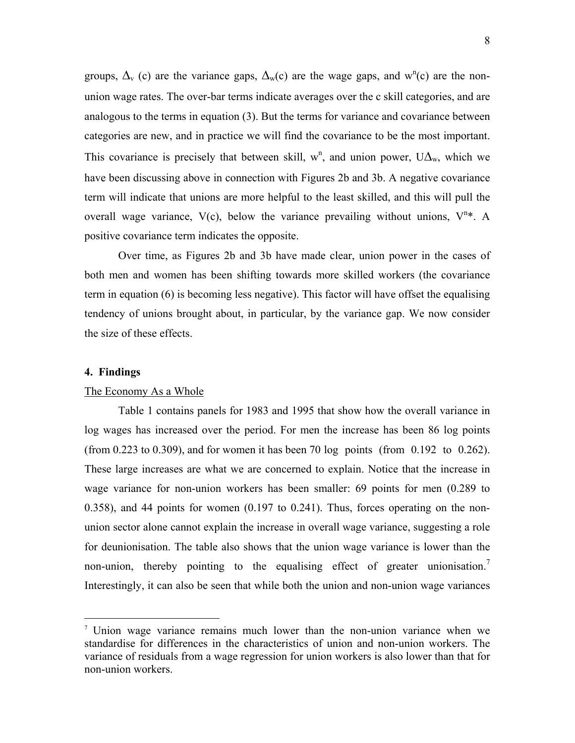groups, $\Delta_v$ (c) are the variance gaps, $\Delta_w(c)$ are the wage gaps, and $w^n(c)$ are the non-union wage rates. The over-bar terms indicate averages over the c skill categories, and are analogous to the terms in equation (3). But the terms for variance and covariance between categories are new, and in practice we will find the covariance to be the most important. This covariance is precisely that between skill, $w^n$, and union power, $U\Delta_w$, which we have been discussing above in connection with Figures 2b and 3b. A negative covariance term will indicate that unions are more helpful to the least skilled, and this will pull the overall wage variance, V(c), below the variance prevailing without unions, $V^{n*}$. A positive covariance term indicates the opposite.

Over time, as Figures 2b and 3b have made clear, union power in the cases of both men and women has been shifting towards more skilled workers (the covariance term in equation (6) is becoming less negative). This factor will have offset the equalising tendency of unions brought about, in particular, by the variance gap. We now consider the size of these effects.

## 4. Findings

### The Economy As a Whole

Table 1 contains panels for 1983 and 1995 that show how the overall variance in log wages has increased over the period. For men the increase has been 86 log points (from 0.223 to 0.309), and for women it has been 70 log points (from 0.192 to 0.262). These large increases are what we are concerned to explain. Notice that the increase in wage variance for non-union workers has been smaller: 69 points for men (0.289 to 0.358), and 44 points for women (0.197 to 0.241). Thus, forces operating on the non-union sector alone cannot explain the increase in overall wage variance, suggesting a role for deunionisation. The table also shows that the union wage variance is lower than the non-union, thereby pointing to the equalising effect of greater unionisation.[7] Interestingly, it can also be seen that while both the union and non-union wage variances

[7] Union wage variance remains much lower than the non-union variance when we standardise for differences in the characteristics of union and non-union workers. The variance of residuals from a wage regression for union workers is also lower than that for non-union workers.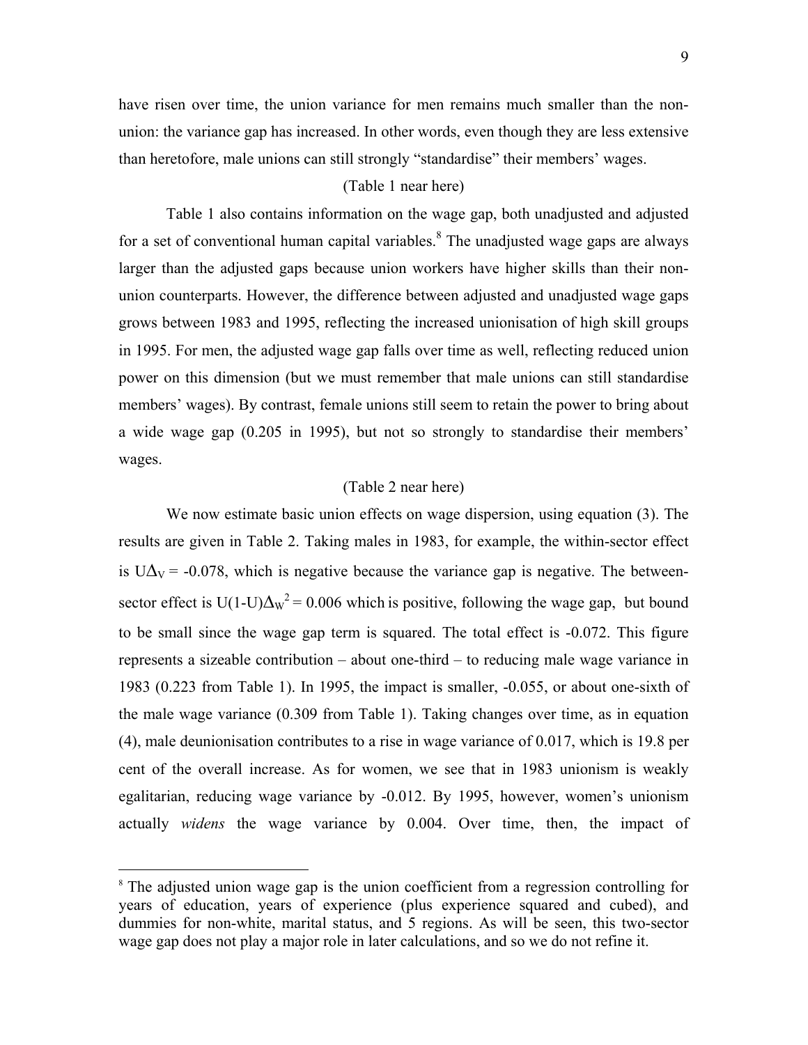have risen over time, the union variance for men remains much smaller than the non-union: the variance gap has increased. In other words, even though they are less extensive than heretofore, male unions can still strongly "standardise" their members' wages.

(Table 1 near here)

Table 1 also contains information on the wage gap, both unadjusted and adjusted for a set of conventional human capital variables.[8] The unadjusted wage gaps are always larger than the adjusted gaps because union workers have higher skills than their non-union counterparts. However, the difference between adjusted and unadjusted wage gaps grows between 1983 and 1995, reflecting the increased unionisation of high skill groups in 1995. For men, the adjusted wage gap falls over time as well, reflecting reduced union power on this dimension (but we must remember that male unions can still standardise members' wages). By contrast, female unions still seem to retain the power to bring about a wide wage gap (0.205 in 1995), but not so strongly to standardise their members' wages.

(Table 2 near here)

We now estimate basic union effects on wage dispersion, using equation (3). The results are given in Table 2. Taking males in 1983, for example, the within-sector effect is $U\Delta_V = -0.078$, which is negative because the variance gap is negative. The between-sector effect is $U(1-U)\Delta_W^2 = 0.006$ which is positive, following the wage gap, but bound to be small since the wage gap term is squared. The total effect is -0.072. This figure represents a sizeable contribution – about one-third – to reducing male wage variance in 1983 (0.223 from Table 1). In 1995, the impact is smaller, -0.055, or about one-sixth of the male wage variance (0.309 from Table 1). Taking changes over time, as in equation (4), male deunionisation contributes to a rise in wage variance of 0.017, which is 19.8 per cent of the overall increase. As for women, we see that in 1983 unionism is weakly egalitarian, reducing wage variance by -0.012. By 1995, however, women's unionism actually *widens* the wage variance by 0.004. Over time, then, the impact of

[8] The adjusted union wage gap is the union coefficient from a regression controlling for years of education, years of experience (plus experience squared and cubed), and dummies for non-white, marital status, and 5 regions. As will be seen, this two-sector wage gap does not play a major role in later calculations, and so we do not refine it.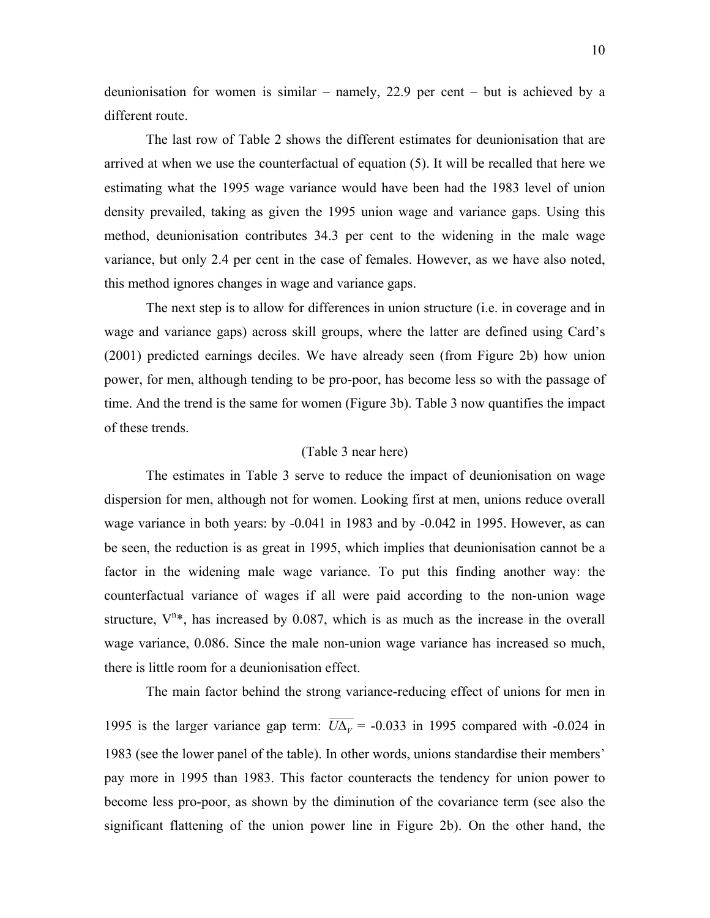deunionisation for women is similar – namely, 22.9 per cent – but is achieved by a different route.

The last row of Table 2 shows the different estimates for deunionisation that are arrived at when we use the counterfactual of equation (5). It will be recalled that here we estimating what the 1995 wage variance would have been had the 1983 level of union density prevailed, taking as given the 1995 union wage and variance gaps. Using this method, deunionisation contributes 34.3 per cent to the widening in the male wage variance, but only 2.4 per cent in the case of females. However, as we have also noted, this method ignores changes in wage and variance gaps.

The next step is to allow for differences in union structure (i.e. in coverage and in wage and variance gaps) across skill groups, where the latter are defined using Card's (2001) predicted earnings deciles. We have already seen (from Figure 2b) how union power, for men, although tending to be pro-poor, has become less so with the passage of time. And the trend is the same for women (Figure 3b). Table 3 now quantifies the impact of these trends.

(Table 3 near here)

The estimates in Table 3 serve to reduce the impact of deunionisation on wage dispersion for men, although not for women. Looking first at men, unions reduce overall wage variance in both years: by -0.041 in 1983 and by -0.042 in 1995. However, as can be seen, the reduction is as great in 1995, which implies that deunionisation cannot be a factor in the widening male wage variance. To put this finding another way: the counterfactual variance of wages if all were paid according to the non-union wage structure, $V^{n*}$, has increased by 0.087, which is as much as the increase in the overall wage variance, 0.086. Since the male non-union wage variance has increased so much, there is little room for a deunionisation effect.

The main factor behind the strong variance-reducing effect of unions for men in 1995 is the larger variance gap term: $\overline{U\Delta_V}$ = -0.033 in 1995 compared with -0.024 in 1983 (see the lower panel of the table). In other words, unions standardise their members' pay more in 1995 than 1983. This factor counteracts the tendency for union power to become less pro-poor, as shown by the diminution of the covariance term (see also the significant flattening of the union power line in Figure 2b). On the other hand, the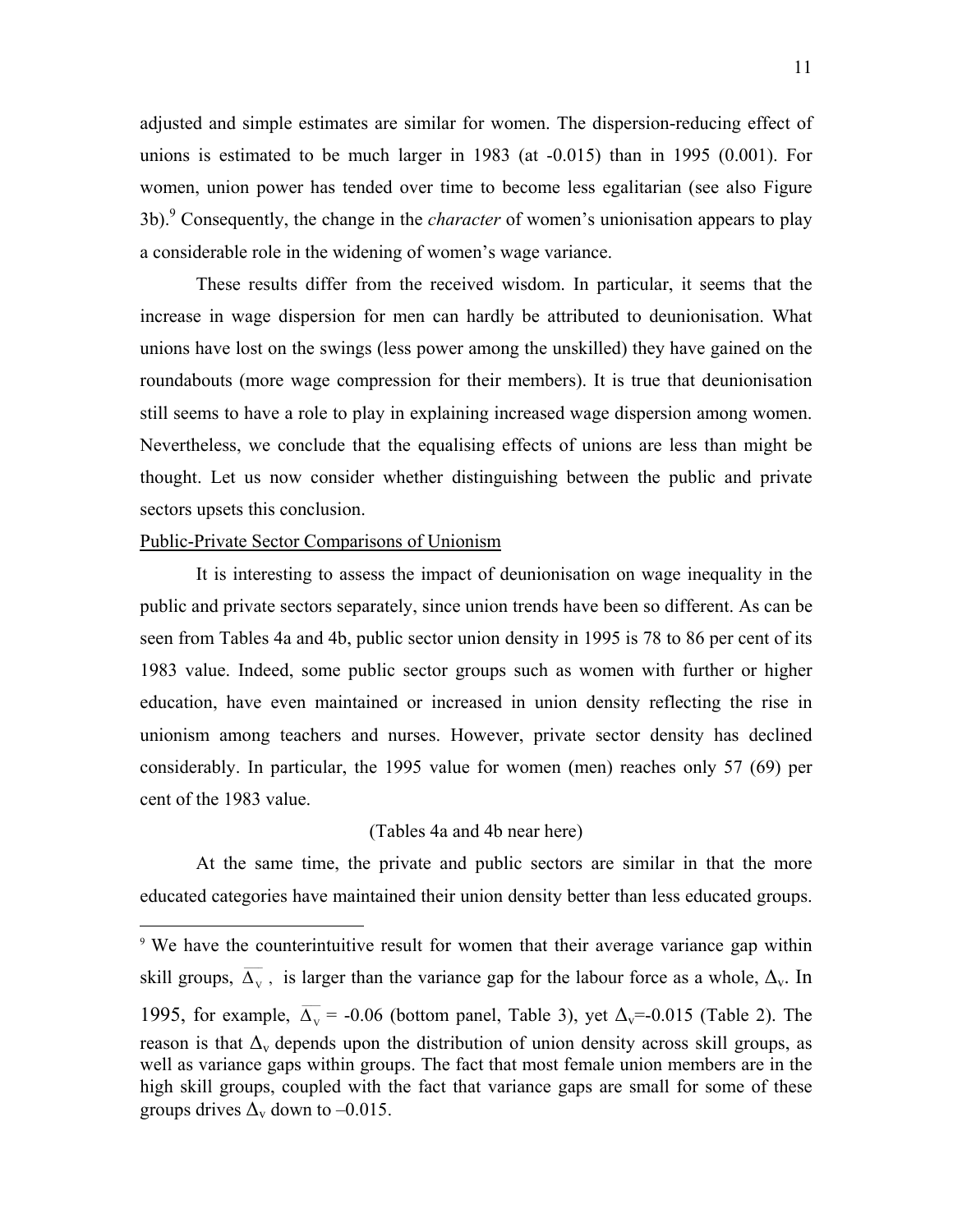adjusted and simple estimates are similar for women. The dispersion-reducing effect of unions is estimated to be much larger in 1983 (at -0.015) than in 1995 (0.001). For women, union power has tended over time to become less egalitarian (see also Figure 3b).[9] Consequently, the change in the *character* of women's unionisation appears to play a considerable role in the widening of women's wage variance.

These results differ from the received wisdom. In particular, it seems that the increase in wage dispersion for men can hardly be attributed to deunionisation. What unions have lost on the swings (less power among the unskilled) they have gained on the roundabouts (more wage compression for their members). It is true that deunionisation still seems to have a role to play in explaining increased wage dispersion among women. Nevertheless, we conclude that the equalising effects of unions are less than might be thought. Let us now consider whether distinguishing between the public and private sectors upsets this conclusion.

Public-Private Sector Comparisons of Unionism

It is interesting to assess the impact of deunionisation on wage inequality in the public and private sectors separately, since union trends have been so different. As can be seen from Tables 4a and 4b, public sector union density in 1995 is 78 to 86 per cent of its 1983 value. Indeed, some public sector groups such as women with further or higher education, have even maintained or increased in union density reflecting the rise in unionism among teachers and nurses. However, private sector density has declined considerably. In particular, the 1995 value for women (men) reaches only 57 (69) per cent of the 1983 value.

(Tables 4a and 4b near here)

At the same time, the private and public sectors are similar in that the more educated categories have maintained their union density better than less educated groups.

[9] We have the counterintuitive result for women that their average variance gap within skill groups, $\overline{\Delta_v}$, is larger than the variance gap for the labour force as a whole, $\Delta_v$. In 1995, for example, $\overline{\Delta_v}$ = -0.06 (bottom panel, Table 3), yet $\Delta_v$=-0.015 (Table 2). The reason is that $\Delta_v$ depends upon the distribution of union density across skill groups, as well as variance gaps within groups. The fact that most female union members are in the high skill groups, coupled with the fact that variance gaps are small for some of these groups drives $\Delta_v$ down to –0.015.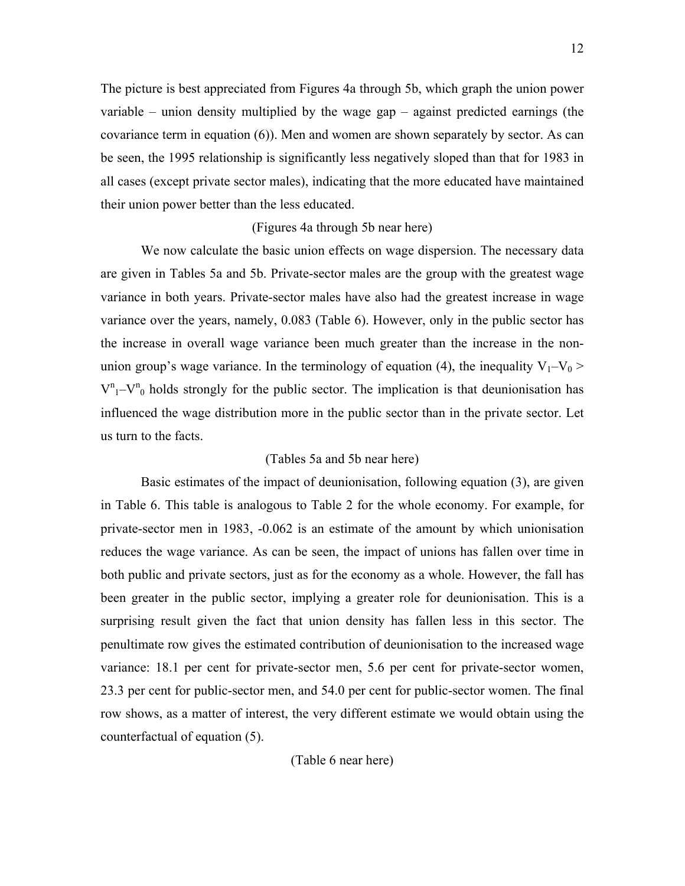The picture is best appreciated from Figures 4a through 5b, which graph the union power variable – union density multiplied by the wage gap – against predicted earnings (the covariance term in equation (6)). Men and women are shown separately by sector. As can be seen, the 1995 relationship is significantly less negatively sloped than that for 1983 in all cases (except private sector males), indicating that the more educated have maintained their union power better than the less educated.

(Figures 4a through 5b near here)

We now calculate the basic union effects on wage dispersion. The necessary data are given in Tables 5a and 5b. Private-sector males are the group with the greatest wage variance in both years. Private-sector males have also had the greatest increase in wage variance over the years, namely, 0.083 (Table 6). However, only in the public sector has the increase in overall wage variance been much greater than the increase in the non-union group's wage variance. In the terminology of equation (4), the inequality $V_1 – V_0 > V^n_1 – V^n_0$ holds strongly for the public sector. The implication is that deunionisation has influenced the wage distribution more in the public sector than in the private sector. Let us turn to the facts.

(Tables 5a and 5b near here)

Basic estimates of the impact of deunionisation, following equation (3), are given in Table 6. This table is analogous to Table 2 for the whole economy. For example, for private-sector men in 1983, -0.062 is an estimate of the amount by which unionisation reduces the wage variance. As can be seen, the impact of unions has fallen over time in both public and private sectors, just as for the economy as a whole. However, the fall has been greater in the public sector, implying a greater role for deunionisation. This is a surprising result given the fact that union density has fallen less in this sector. The penultimate row gives the estimated contribution of deunionisation to the increased wage variance: 18.1 per cent for private-sector men, 5.6 per cent for private-sector women, 23.3 per cent for public-sector men, and 54.0 per cent for public-sector women. The final row shows, as a matter of interest, the very different estimate we would obtain using the counterfactual of equation (5).

(Table 6 near here)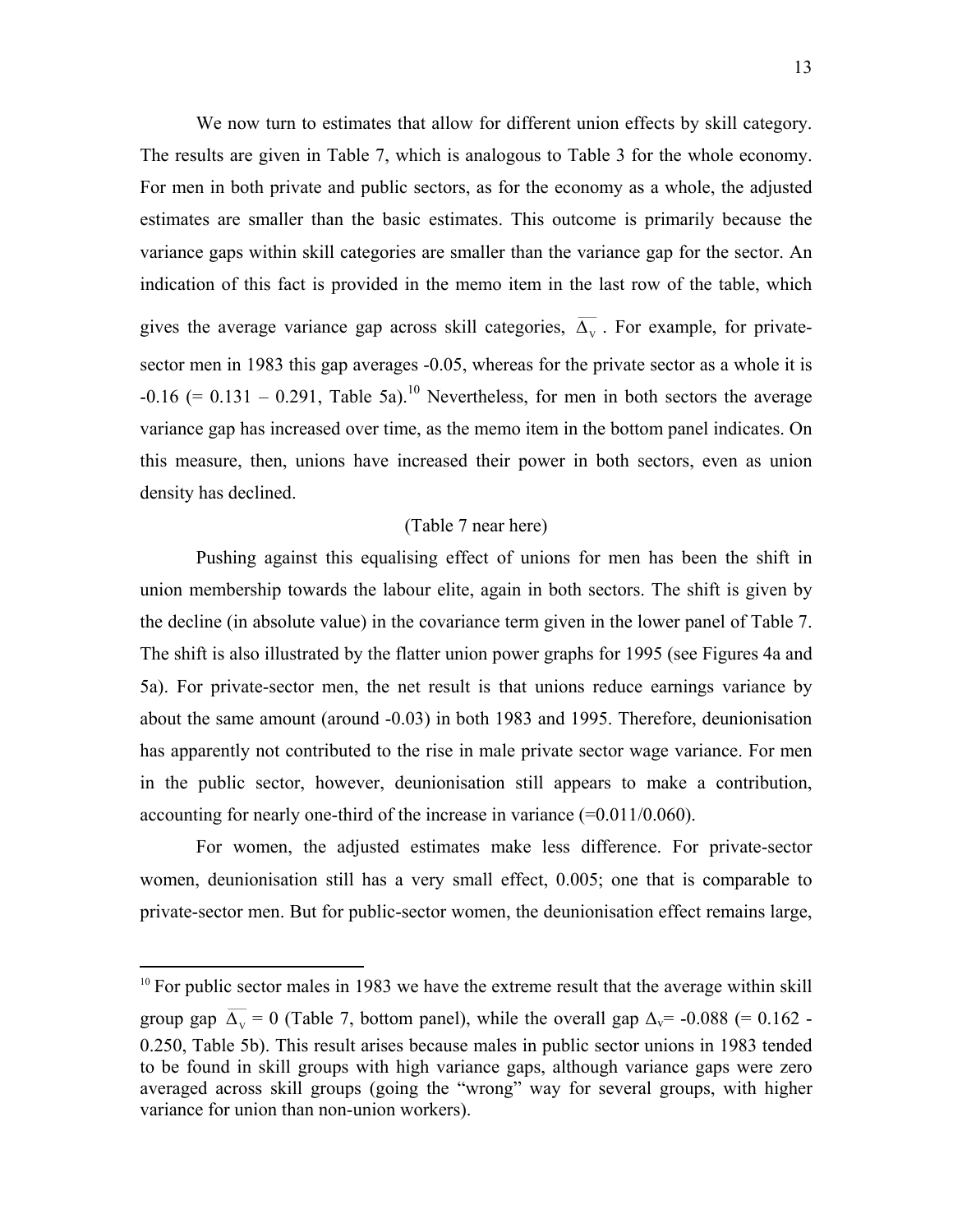We now turn to estimates that allow for different union effects by skill category. The results are given in Table 7, which is analogous to Table 3 for the whole economy. For men in both private and public sectors, as for the economy as a whole, the adjusted estimates are smaller than the basic estimates. This outcome is primarily because the variance gaps within skill categories are smaller than the variance gap for the sector. An indication of this fact is provided in the memo item in the last row of the table, which gives the average variance gap across skill categories, $\overline{\Delta_v}$. For example, for private-sector men in 1983 this gap averages -0.05, whereas for the private sector as a whole it is -0.16 (= 0.131 – 0.291, Table 5a).[10] Nevertheless, for men in both sectors the average variance gap has increased over time, as the memo item in the bottom panel indicates. On this measure, then, unions have increased their power in both sectors, even as union density has declined.

(Table 7 near here)

Pushing against this equalising effect of unions for men has been the shift in union membership towards the labour elite, again in both sectors. The shift is given by the decline (in absolute value) in the covariance term given in the lower panel of Table 7. The shift is also illustrated by the flatter union power graphs for 1995 (see Figures 4a and 5a). For private-sector men, the net result is that unions reduce earnings variance by about the same amount (around -0.03) in both 1983 and 1995. Therefore, deunionisation has apparently not contributed to the rise in male private sector wage variance. For men in the public sector, however, deunionisation still appears to make a contribution, accounting for nearly one-third of the increase in variance (=0.011/0.060).

For women, the adjusted estimates make less difference. For private-sector women, deunionisation still has a very small effect, 0.005; one that is comparable to private-sector men. But for public-sector women, the deunionisation effect remains large,

[10] For public sector males in 1983 we have the extreme result that the average within skill group gap $\overline{\Delta_v} = 0$ (Table 7, bottom panel), while the overall gap $\Delta_v = -0.088$ (= 0.162 - 0.250, Table 5b). This result arises because males in public sector unions in 1983 tended to be found in skill groups with high variance gaps, although variance gaps were zero averaged across skill groups (going the "wrong" way for several groups, with higher variance for union than non-union workers).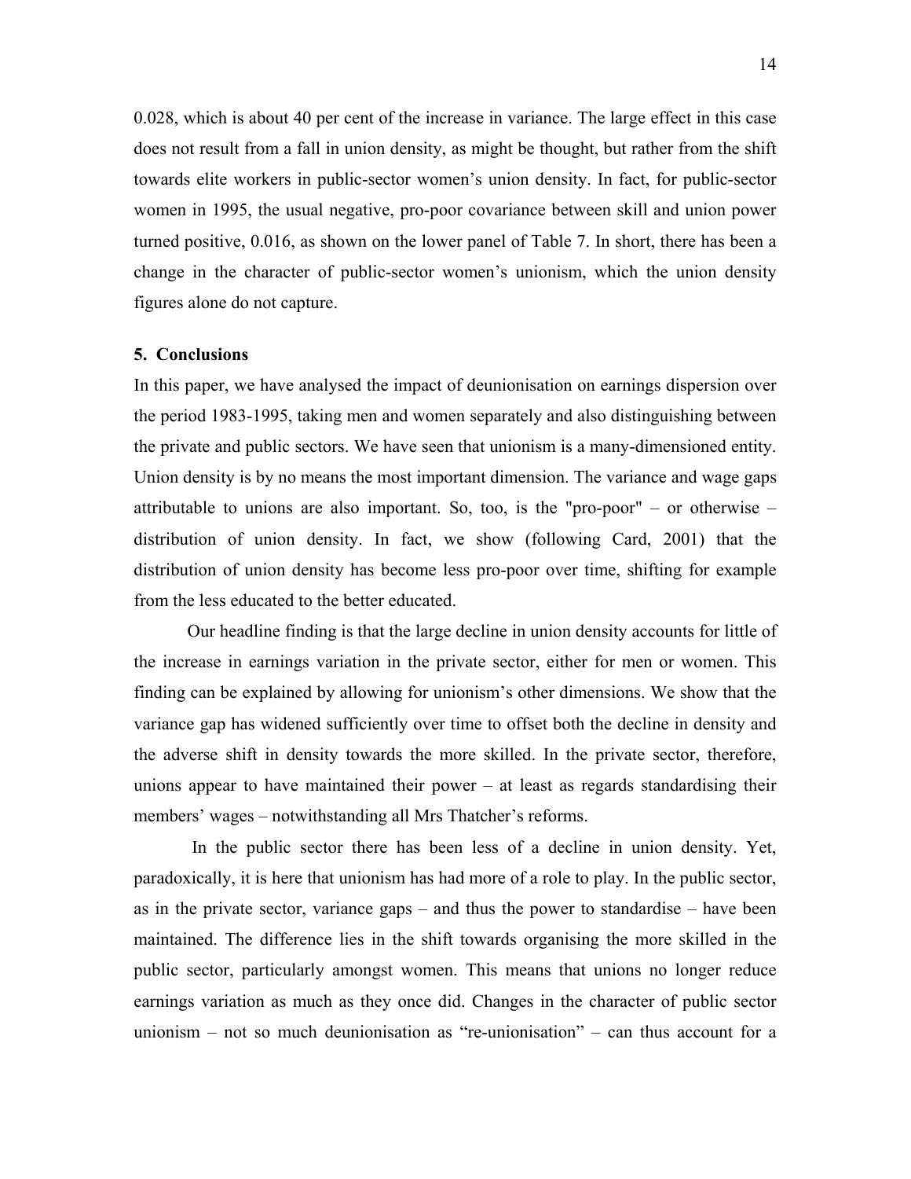0.028, which is about 40 per cent of the increase in variance. The large effect in this case does not result from a fall in union density, as might be thought, but rather from the shift towards elite workers in public-sector women's union density. In fact, for public-sector women in 1995, the usual negative, pro-poor covariance between skill and union power turned positive, 0.016, as shown on the lower panel of Table 7. In short, there has been a change in the character of public-sector women's unionism, which the union density figures alone do not capture.

## 5. Conclusions

In this paper, we have analysed the impact of deunionisation on earnings dispersion over the period 1983-1995, taking men and women separately and also distinguishing between the private and public sectors. We have seen that unionism is a many-dimensioned entity. Union density is by no means the most important dimension. The variance and wage gaps attributable to unions are also important. So, too, is the "pro-poor" – or otherwise – distribution of union density. In fact, we show (following Card, 2001) that the distribution of union density has become less pro-poor over time, shifting for example from the less educated to the better educated.

Our headline finding is that the large decline in union density accounts for little of the increase in earnings variation in the private sector, either for men or women. This finding can be explained by allowing for unionism's other dimensions. We show that the variance gap has widened sufficiently over time to offset both the decline in density and the adverse shift in density towards the more skilled. In the private sector, therefore, unions appear to have maintained their power – at least as regards standardising their members' wages – notwithstanding all Mrs Thatcher's reforms.

In the public sector there has been less of a decline in union density. Yet, paradoxically, it is here that unionism has had more of a role to play. In the public sector, as in the private sector, variance gaps – and thus the power to standardise – have been maintained. The difference lies in the shift towards organising the more skilled in the public sector, particularly amongst women. This means that unions no longer reduce earnings variation as much as they once did. Changes in the character of public sector unionism – not so much deunionisation as "re-unionisation" – can thus account for a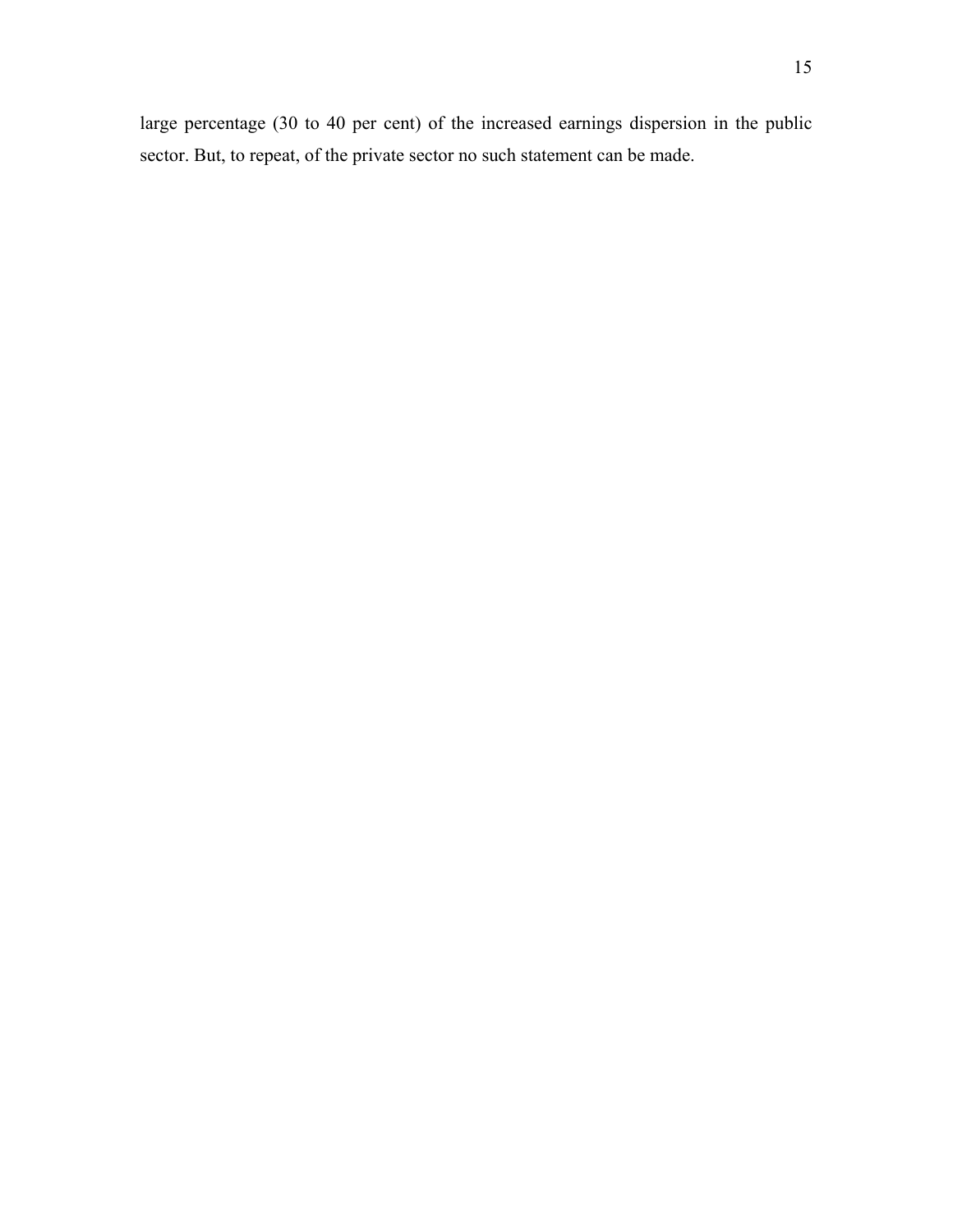large percentage (30 to 40 per cent) of the increased earnings dispersion in the public sector. But, to repeat, of the private sector no such statement can be made.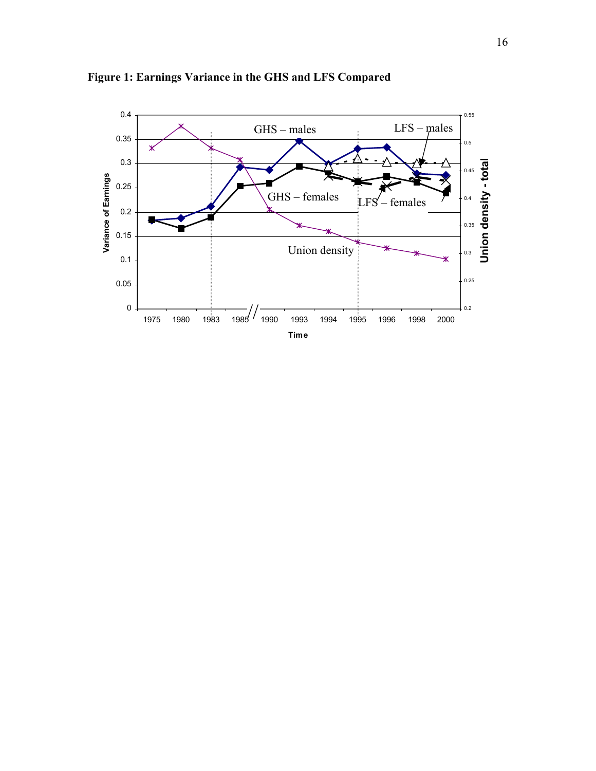**Figure 1: Earnings Variance in the GHS and LFS Compared**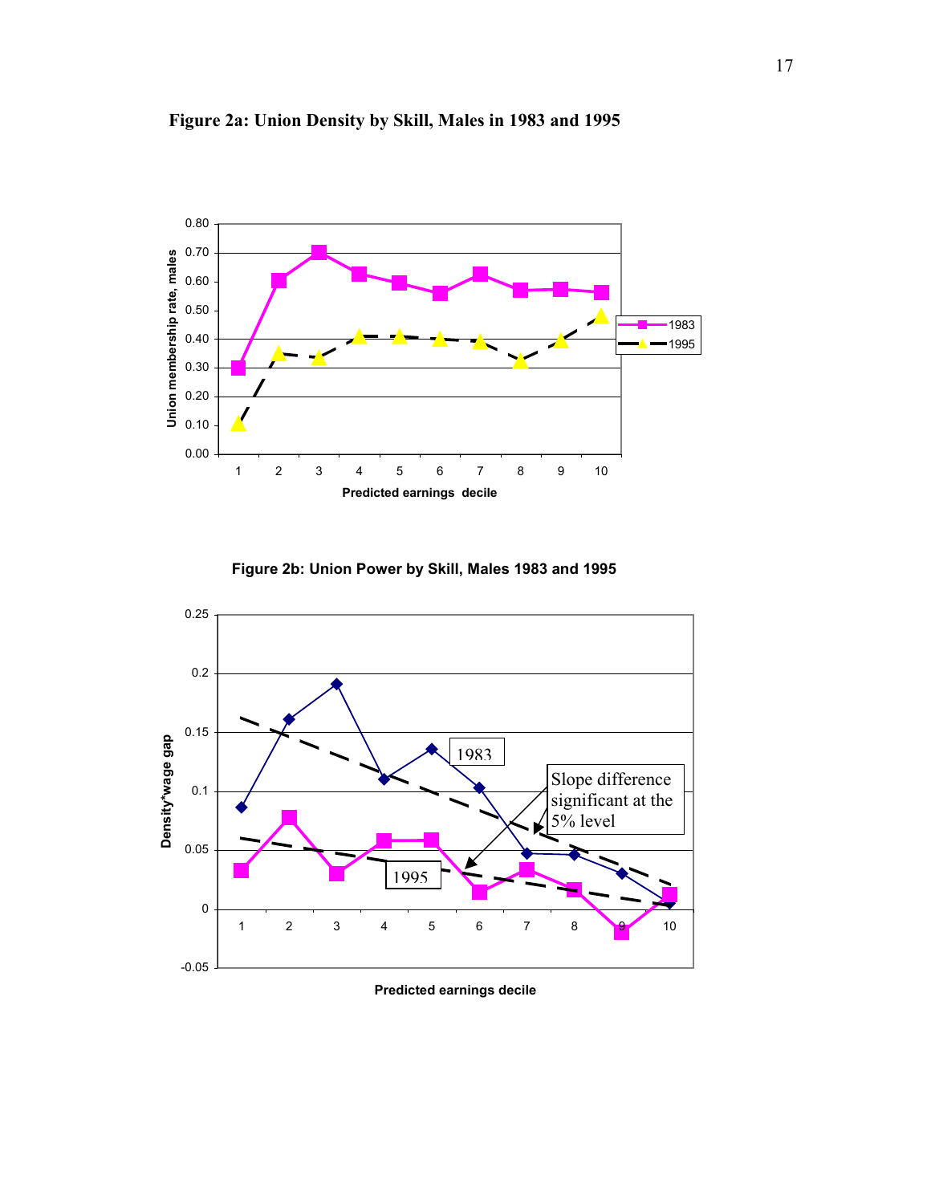**Figure 2a: Union Density by Skill, Males in 1983 and 1995**

**Figure 2b: Union Power by Skill, Males 1983 and 1995**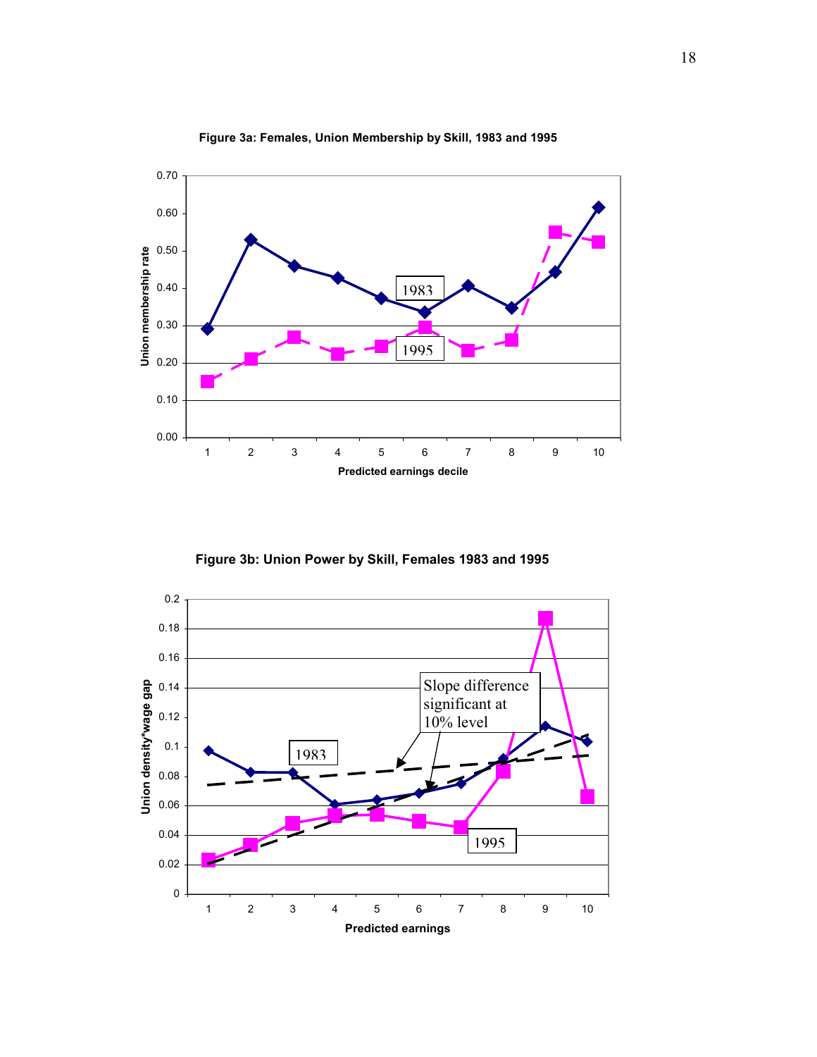**Figure 3a: Females, Union Membership by Skill, 1983 and 1995**

**Figure 3b: Union Power by Skill, Females 1983 and 1995**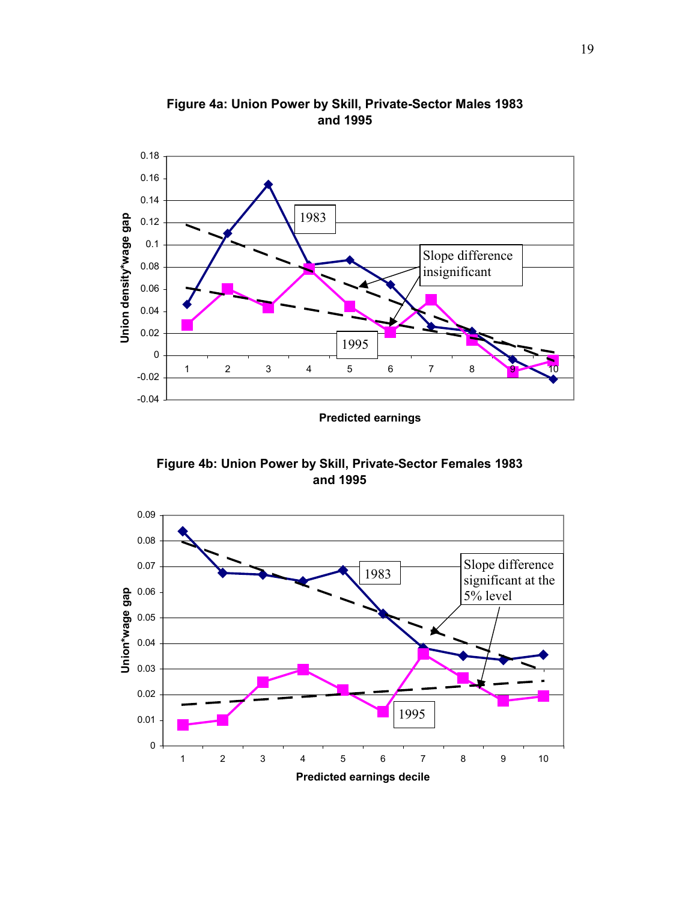**Figure 4a: Union Power by Skill, Private-Sector Males 1983 and 1995**

**Figure 4b: Union Power by Skill, Private-Sector Females 1983 and 1995**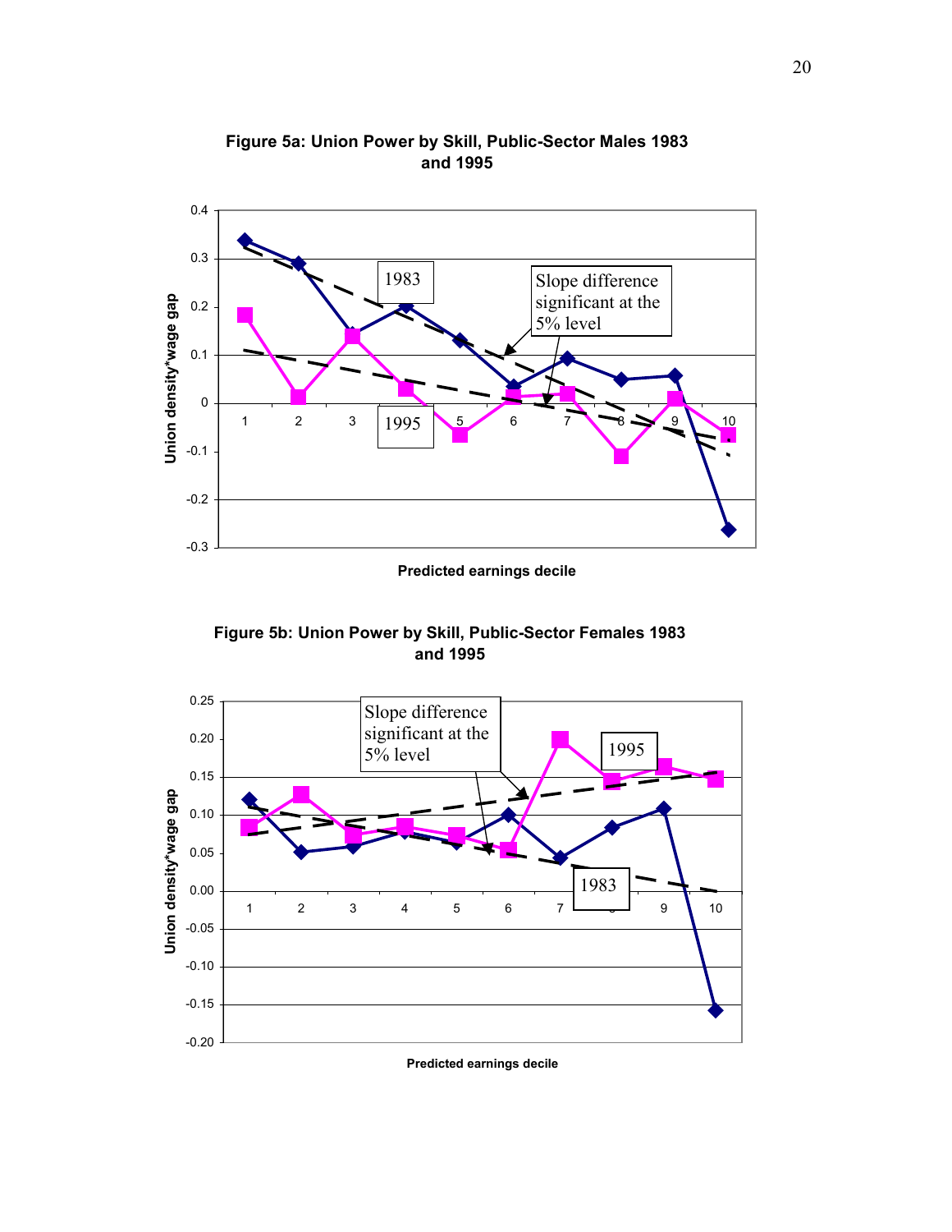**Figure 5a: Union Power by Skill, Public-Sector Males 1983 and 1995**

**Figure 5b: Union Power by Skill, Public-Sector Females 1983 and 1995**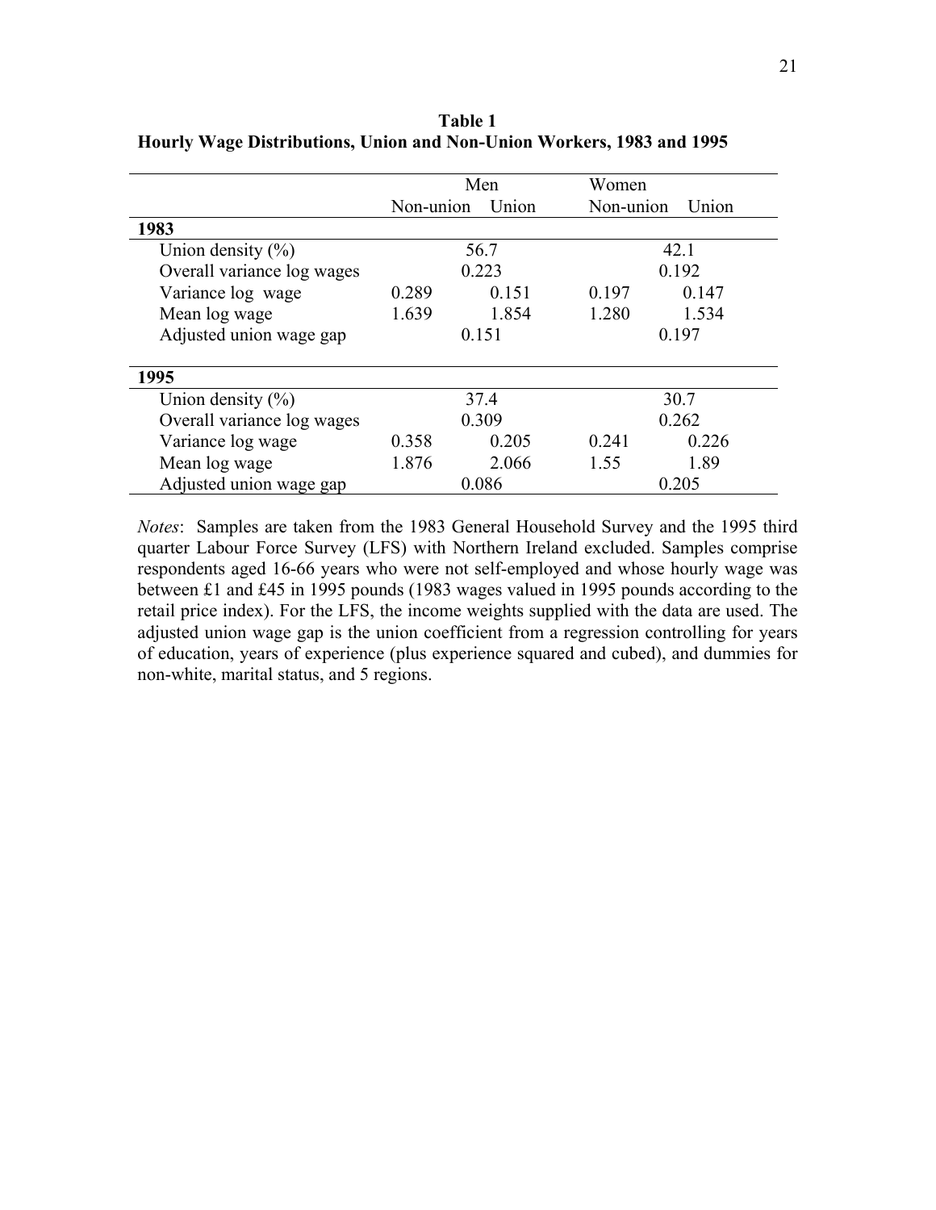**Table 1**
**Hourly Wage Distributions, Union and Non-Union Workers, 1983 and 1995**

| | Men | | Women | |
|---|---|---|---|---|
| | Non-union | Union | Non-union | Union |
| **1983** | | | | |
| Union density (%) | 56.7 | | 42.1 | |
| Overall variance log wages | 0.223 | | 0.192 | |
| Variance log wage | 0.289 | 0.151 | 0.197 | 0.147 |
| Mean log wage | 1.639 | 1.854 | 1.280 | 1.534 |
| Adjusted union wage gap | 0.151 | | 0.197 | |
| **1995** | | | | |
| Union density (%) | 37.4 | | 30.7 | |
| Overall variance log wages | 0.309 | | 0.262 | |
| Variance log wage | 0.358 | 0.205 | 0.241 | 0.226 |
| Mean log wage | 1.876 | 2.066 | 1.55 | 1.89 |
| Adjusted union wage gap | 0.086 | | 0.205 | |

*Notes*: Samples are taken from the 1983 General Household Survey and the 1995 third quarter Labour Force Survey (LFS) with Northern Ireland excluded. Samples comprise respondents aged 16-66 years who were not self-employed and whose hourly wage was between £1 and £45 in 1995 pounds (1983 wages valued in 1995 pounds according to the retail price index). For the LFS, the income weights supplied with the data are used. The adjusted union wage gap is the union coefficient from a regression controlling for years of education, years of experience (plus experience squared and cubed), and dummies for non-white, marital status, and 5 regions.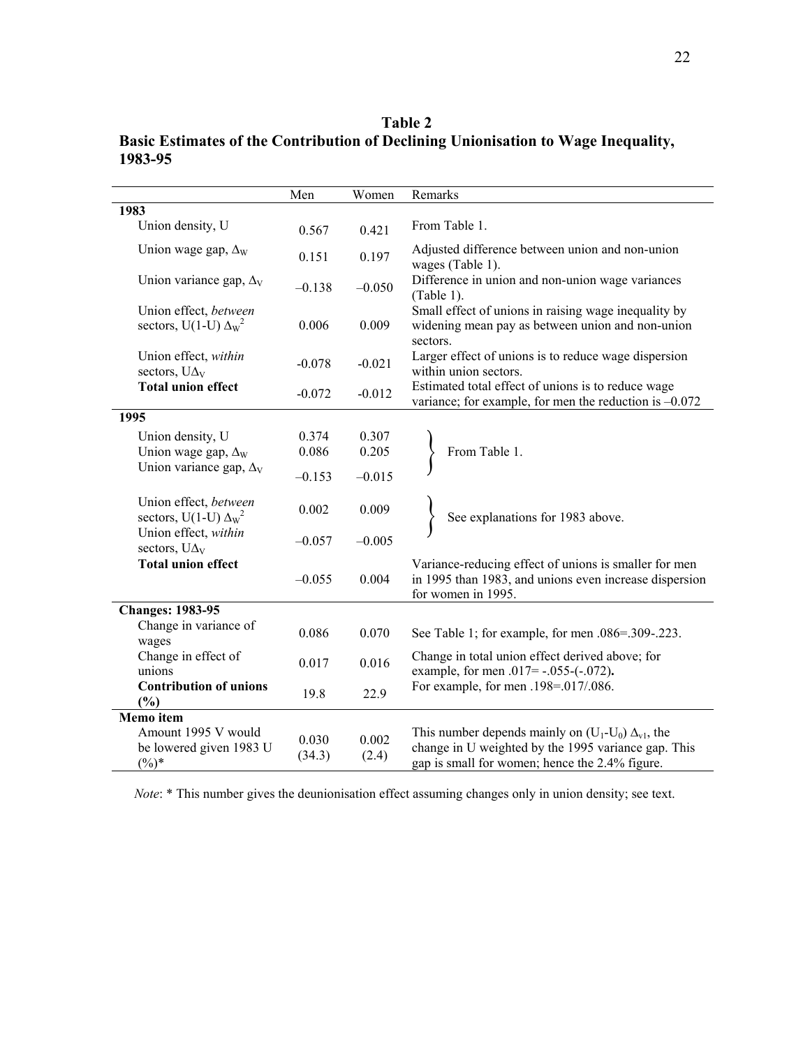**Table 2**

**Basic Estimates of the Contribution of Declining Unionisation to Wage Inequality, 1983-95**

| | Men | Women | Remarks |
|---|---|---|---|
| **1983** | | | |
| Union density, U | 0.567 | 0.421 | From Table 1. |
| Union wage gap, $\Delta_W$ | 0.151 | 0.197 | Adjusted difference between union and non-union wages (Table 1). |
| Union variance gap, $\Delta_V$ | –0.138 | –0.050 | Difference in union and non-union wage variances (Table 1). |
| Union effect, *between* sectors, $U(1-U)\ \Delta_W^2$ | 0.006 | 0.009 | Small effect of unions in raising wage inequality by widening mean pay as between union and non-union sectors. |
| Union effect, *within* sectors, $U\Delta_V$ | -0.078 | -0.021 | Larger effect of unions is to reduce wage dispersion within union sectors. |
| **Total union effect** | -0.072 | -0.012 | Estimated total effect of unions is to reduce wage variance; for example, for men the reduction is –0.072 |
| **1995** | | | |
| Union density, U | 0.374 | 0.307 | From Table 1. |
| Union wage gap, $\Delta_W$ | 0.086 | 0.205 | From Table 1. |
| Union variance gap, $\Delta_V$ | –0.153 | –0.015 | From Table 1. |
| Union effect, *between* sectors, $U(1-U)\ \Delta_W^2$ | 0.002 | 0.009 | See explanations for 1983 above. |
| Union effect, *within* sectors, $U\Delta_V$ | –0.057 | –0.005 | See explanations for 1983 above. |
| **Total union effect** | –0.055 | 0.004 | Variance-reducing effect of unions is smaller for men in 1995 than 1983, and unions even increase dispersion for women in 1995. |
| **Changes: 1983-95** | | | |
| Change in variance of wages | 0.086 | 0.070 | See Table 1; for example, for men .086=.309-.223. |
| Change in effect of unions | 0.017 | 0.016 | Change in total union effect derived above; for example, for men .017= -.055-(-.072). |
| **Contribution of unions (%)** | 19.8 | 22.9 | For example, for men .198=.017/.086. |
| **Memo item** | | | |
| Amount 1995 V would be lowered given 1983 U (%)* | 0.030 (34.3) | 0.002 (2.4) | This number depends mainly on $(U_1\text{-}U_0)\ \Delta_{v1}$, the change in U weighted by the 1995 variance gap. This gap is small for women; hence the 2.4% figure. |

*Note*: * This number gives the deunionisation effect assuming changes only in union density; see text.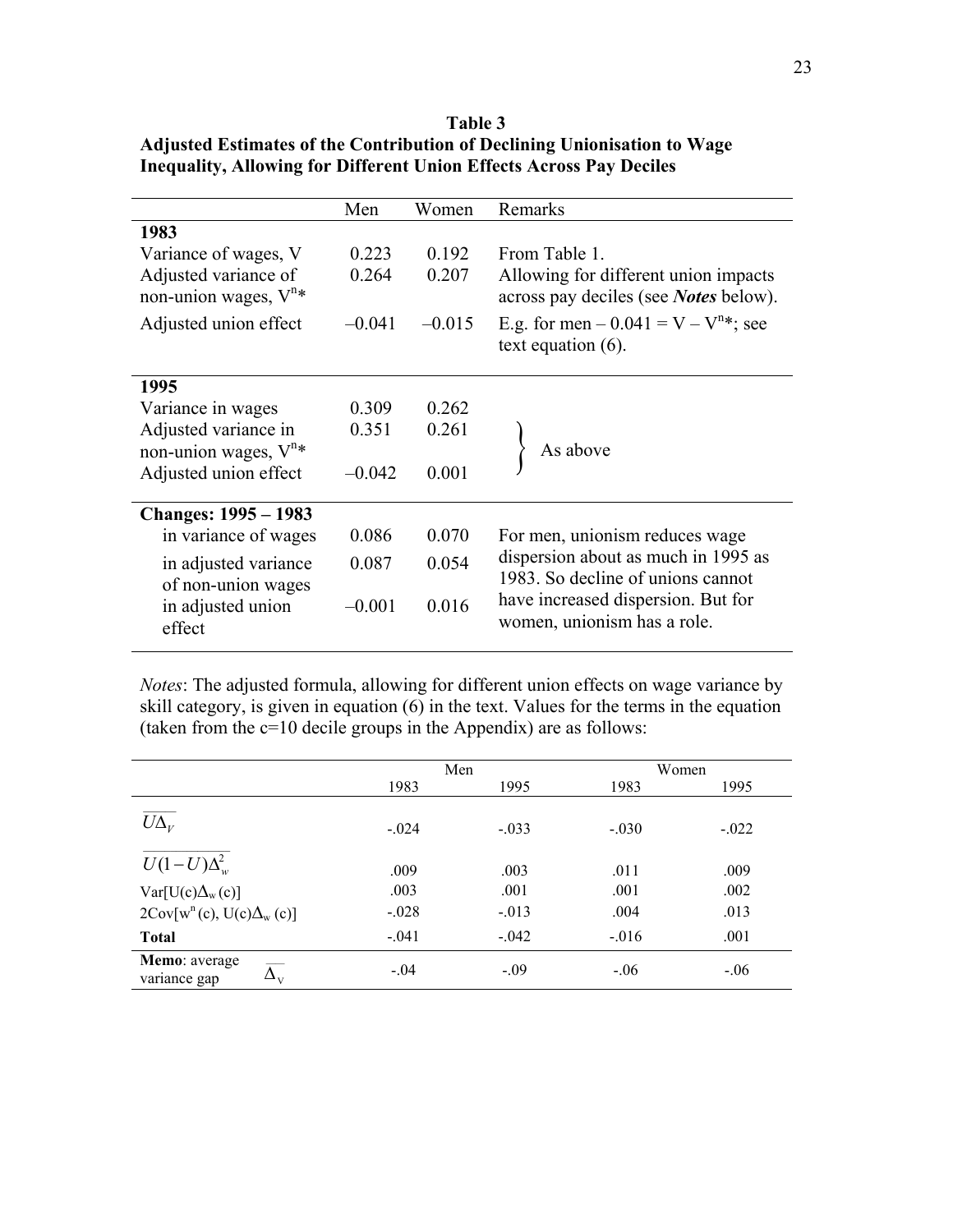**Table 3**
**Adjusted Estimates of the Contribution of Declining Unionisation to Wage Inequality, Allowing for Different Union Effects Across Pay Deciles**

| | Men | Women | Remarks |
|---|---|---|---|
| **1983** | | | |
| Variance of wages, V | 0.223 | 0.192 | From Table 1. |
| Adjusted variance of non-union wages, $V^n$* | 0.264 | 0.207 | Allowing for different union impacts across pay deciles (see ***Notes*** below). |
| Adjusted union effect | –0.041 | –0.015 | E.g. for men – 0.041 = V – $V^n$*; see text equation (6). |
| **1995** | | | |
| Variance in wages | 0.309 | 0.262 | As above |
| Adjusted variance in non-union wages, $V^n$* | 0.351 | 0.261 | As above |
| Adjusted union effect | –0.042 | 0.001 | As above |
| **Changes: 1995 – 1983** | | | |
| in variance of wages | 0.086 | 0.070 | For men, unionism reduces wage dispersion about as much in 1995 as 1983. So decline of unions cannot have increased dispersion. But for women, unionism has a role. |
| in adjusted variance of non-union wages | 0.087 | 0.054 | |
| in adjusted union effect | –0.001 | 0.016 | |

*Notes*: The adjusted formula, allowing for different union effects on wage variance by skill category, is given in equation (6) in the text. Values for the terms in the equation (taken from the c=10 decile groups in the Appendix) are as follows:

| | Men | | Women | |
|---|---|---|---|---|
| | 1983 | 1995 | 1983 | 1995 |
| $\overline{U\Delta_V}$ | -.024 | -.033 | -.030 | -.022 |
| $\overline{U(1-U)\Delta_w^2}$ | .009 | .003 | .011 | .009 |
| $Var[U(c)\Delta_w(c)]$ | .003 | .001 | .001 | .002 |
| $2Cov[w^n(c), U(c)\Delta_w(c)]$ | -.028 | -.013 | .004 | .013 |
| **Total** | -.041 | -.042 | -.016 | .001 |
| **Memo**: average variance gap $\overline{\Delta_V}$ | -.04 | -.09 | -.06 | -.06 |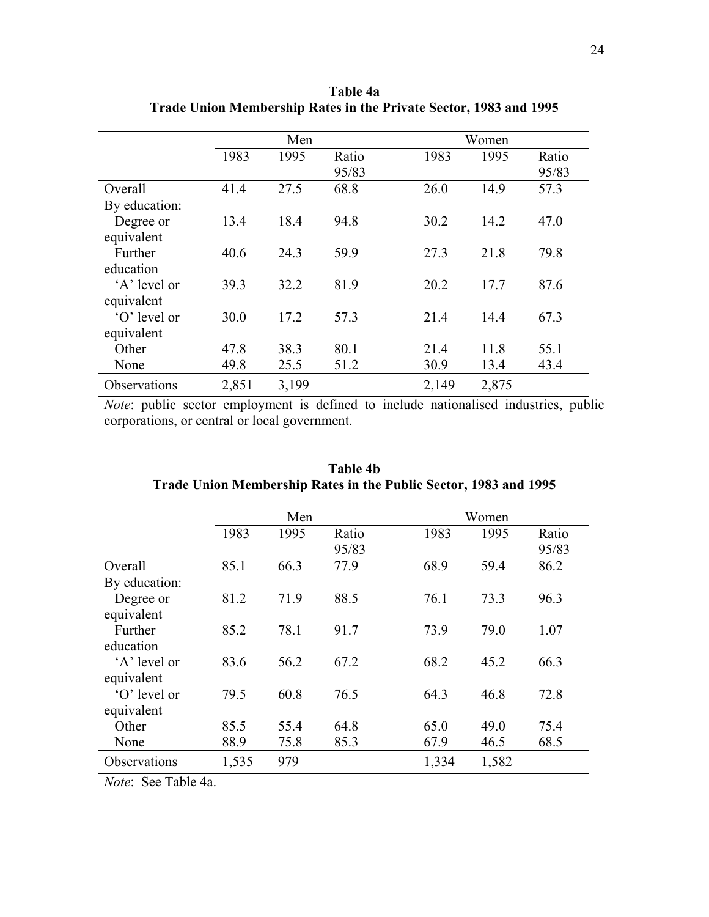**Table 4a**
**Trade Union Membership Rates in the Private Sector, 1983 and 1995**

| | Men | | | Women | | |
|---|---|---|---|---|---|---|
| | 1983 | 1995 | Ratio 95/83 | 1983 | 1995 | Ratio 95/83 |
| Overall | 41.4 | 27.5 | 68.8 | 26.0 | 14.9 | 57.3 |
| By education: | | | | | | |
| Degree or equivalent | 13.4 | 18.4 | 94.8 | 30.2 | 14.2 | 47.0 |
| Further education | 40.6 | 24.3 | 59.9 | 27.3 | 21.8 | 79.8 |
| 'A' level or equivalent | 39.3 | 32.2 | 81.9 | 20.2 | 17.7 | 87.6 |
| 'O' level or equivalent | 30.0 | 17.2 | 57.3 | 21.4 | 14.4 | 67.3 |
| Other | 47.8 | 38.3 | 80.1 | 21.4 | 11.8 | 55.1 |
| None | 49.8 | 25.5 | 51.2 | 30.9 | 13.4 | 43.4 |
| Observations | 2,851 | 3,199 | | 2,149 | 2,875 | |

*Note*: public sector employment is defined to include nationalised industries, public corporations, or central or local government.

**Table 4b**
**Trade Union Membership Rates in the Public Sector, 1983 and 1995**

| | Men | | | Women | | |
|---|---|---|---|---|---|---|
| | 1983 | 1995 | Ratio 95/83 | 1983 | 1995 | Ratio 95/83 |
| Overall | 85.1 | 66.3 | 77.9 | 68.9 | 59.4 | 86.2 |
| By education: | | | | | | |
| Degree or equivalent | 81.2 | 71.9 | 88.5 | 76.1 | 73.3 | 96.3 |
| Further education | 85.2 | 78.1 | 91.7 | 73.9 | 79.0 | 1.07 |
| 'A' level or equivalent | 83.6 | 56.2 | 67.2 | 68.2 | 45.2 | 66.3 |
| 'O' level or equivalent | 79.5 | 60.8 | 76.5 | 64.3 | 46.8 | 72.8 |
| Other | 85.5 | 55.4 | 64.8 | 65.0 | 49.0 | 75.4 |
| None | 88.9 | 75.8 | 85.3 | 67.9 | 46.5 | 68.5 |
| Observations | 1,535 | 979 | | 1,334 | 1,582 | |

*Note*: See Table 4a.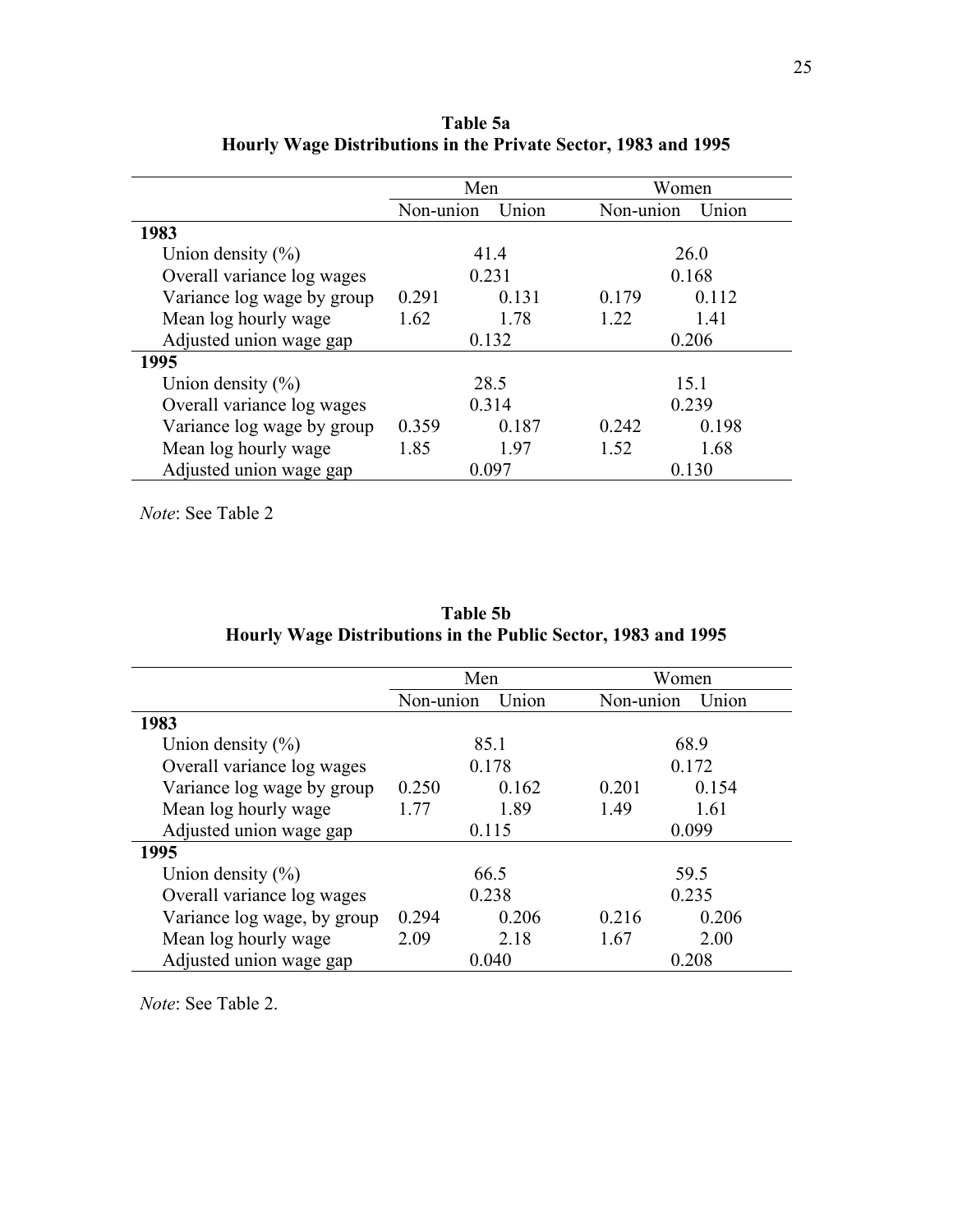**Table 5a**
**Hourly Wage Distributions in the Private Sector, 1983 and 1995**

| | Men | | Women | |
|---|---|---|---|---|
| | Non-union | Union | Non-union | Union |
| **1983** | | | | |
| Union density (%) | 41.4 | | 26.0 | |
| Overall variance log wages | 0.231 | | 0.168 | |
| Variance log wage by group | 0.291 | 0.131 | 0.179 | 0.112 |
| Mean log hourly wage | 1.62 | 1.78 | 1.22 | 1.41 |
| Adjusted union wage gap | 0.132 | | 0.206 | |
| **1995** | | | | |
| Union density (%) | 28.5 | | 15.1 | |
| Overall variance log wages | 0.314 | | 0.239 | |
| Variance log wage by group | 0.359 | 0.187 | 0.242 | 0.198 |
| Mean log hourly wage | 1.85 | 1.97 | 1.52 | 1.68 |
| Adjusted union wage gap | 0.097 | | 0.130 | |

*Note*: See Table 2

**Table 5b**
**Hourly Wage Distributions in the Public Sector, 1983 and 1995**

| | Men | | Women | |
|---|---|---|---|---|
| | Non-union | Union | Non-union | Union |
| **1983** | | | | |
| Union density (%) | 85.1 | | 68.9 | |
| Overall variance log wages | 0.178 | | 0.172 | |
| Variance log wage by group | 0.250 | 0.162 | 0.201 | 0.154 |
| Mean log hourly wage | 1.77 | 1.89 | 1.49 | 1.61 |
| Adjusted union wage gap | 0.115 | | 0.099 | |
| **1995** | | | | |
| Union density (%) | 66.5 | | 59.5 | |
| Overall variance log wages | 0.238 | | 0.235 | |
| Variance log wage, by group | 0.294 | 0.206 | 0.216 | 0.206 |
| Mean log hourly wage | 2.09 | 2.18 | 1.67 | 2.00 |
| Adjusted union wage gap | 0.040 | | 0.208 | |

*Note*: See Table 2.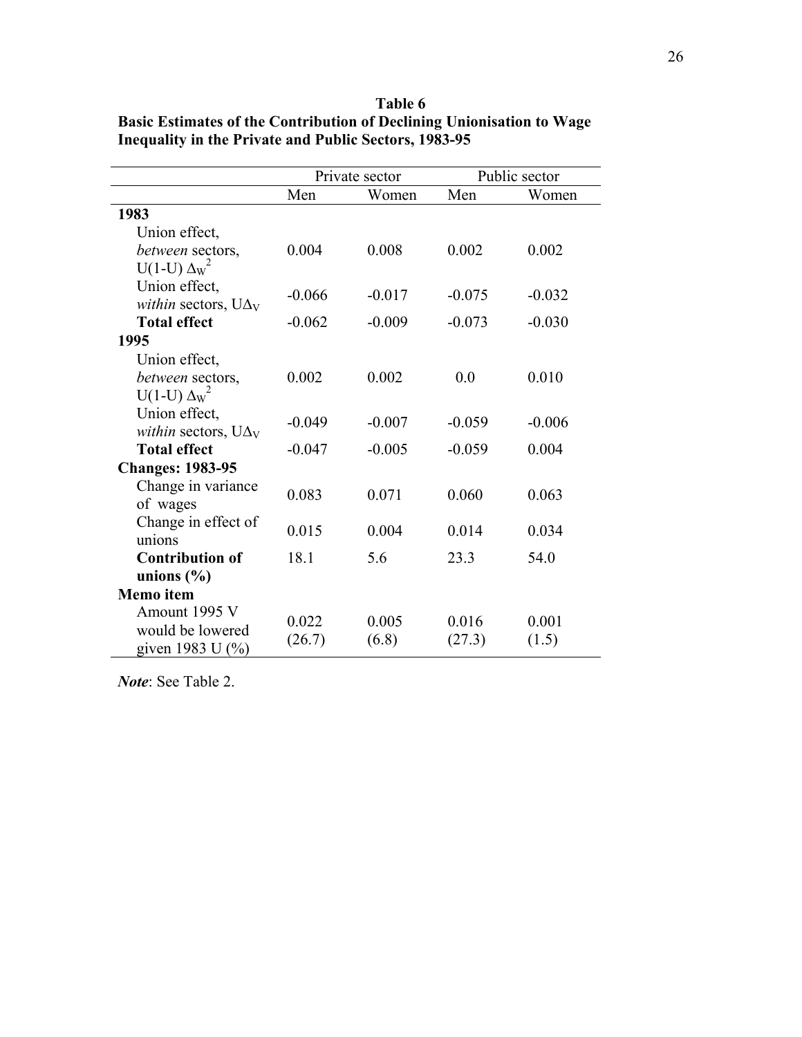**Table 6**
**Basic Estimates of the Contribution of Declining Unionisation to Wage Inequality in the Private and Public Sectors, 1983-95**

| | Private sector | | Public sector | |
|---|---|---|---|---|
| | Men | Women | Men | Women |
| **1983** | | | | |
| Union effect, *between* sectors, $U(1-U)\,\Delta_W^2$ | 0.004 | 0.008 | 0.002 | 0.002 |
| Union effect, *within* sectors, $U\Delta_V$ | -0.066 | -0.017 | -0.075 | -0.032 |
| **Total effect** | -0.062 | -0.009 | -0.073 | -0.030 |
| **1995** | | | | |
| Union effect, *between* sectors, $U(1-U)\,\Delta_W^2$ | 0.002 | 0.002 | 0.0 | 0.010 |
| Union effect, *within* sectors, $U\Delta_V$ | -0.049 | -0.007 | -0.059 | -0.006 |
| **Total effect** | -0.047 | -0.005 | -0.059 | 0.004 |
| **Changes: 1983-95** | | | | |
| Change in variance of wages | 0.083 | 0.071 | 0.060 | 0.063 |
| Change in effect of unions | 0.015 | 0.004 | 0.014 | 0.034 |
| **Contribution of unions (%)** | 18.1 | 5.6 | 23.3 | 54.0 |
| **Memo item** | | | | |
| Amount 1995 V would be lowered given 1983 U (%) | 0.022 (26.7) | 0.005 (6.8) | 0.016 (27.3) | 0.001 (1.5) |

***Note***: See Table 2.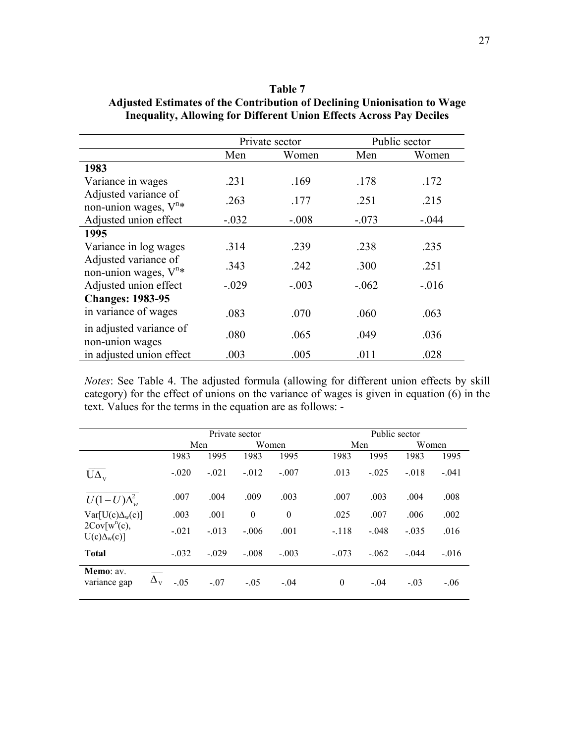**Table 7**
**Adjusted Estimates of the Contribution of Declining Unionisation to Wage Inequality, Allowing for Different Union Effects Across Pay Deciles**

| | Private sector | | Public sector | |
|---|---|---|---|---|
| | Men | Women | Men | Women |
| **1983** | | | | |
| Variance in wages | .231 | .169 | .178 | .172 |
| Adjusted variance of non-union wages, $V^{n}*$ | .263 | .177 | .251 | .215 |
| Adjusted union effect | -.032 | -.008 | -.073 | -.044 |
| **1995** | | | | |
| Variance in log wages | .314 | .239 | .238 | .235 |
| Adjusted variance of non-union wages, $V^{n}*$ | .343 | .242 | .300 | .251 |
| Adjusted union effect | -.029 | -.003 | -.062 | -.016 |
| **Changes: 1983-95** | | | | |
| in variance of wages | .083 | .070 | .060 | .063 |
| in adjusted variance of non-union wages | .080 | .065 | .049 | .036 |
| in adjusted union effect | .003 | .005 | .011 | .028 |

*Notes*: See Table 4. The adjusted formula (allowing for different union effects by skill category) for the effect of unions on the variance of wages is given in equation (6) in the text. Values for the terms in the equation are as follows: -

| | Private sector | | | | Public sector | | | |
|---|---|---|---|---|---|---|---|---|
| | Men | | Women | | Men | | Women | |
| | 1983 | 1995 | 1983 | 1995 | 1983 | 1995 | 1983 | 1995 |
| $\overline{U\Delta_{V}}$ | -.020 | -.021 | -.012 | -.007 | .013 | -.025 | -.018 | -.041 |
| $\overline{U(1-U)\Delta_{w}^{2}}$ | .007 | .004 | .009 | .003 | .007 | .003 | .004 | .008 |
| $Var[U(c)\Delta_{w}(c)]$ | .003 | .001 | 0 | 0 | .025 | .007 | .006 | .002 |
| $2Cov[w^{n}(c), U(c)\Delta_{w}(c)]$ | -.021 | -.013 | -.006 | .001 | -.118 | -.048 | -.035 | .016 |
| **Total** | -.032 | -.029 | -.008 | -.003 | -.073 | -.062 | -.044 | -.016 |
| **Memo**: av. variance gap $\overline{\Delta_{V}}$ | -.05 | -.07 | -.05 | -.04 | 0 | -.04 | -.03 | -.06 |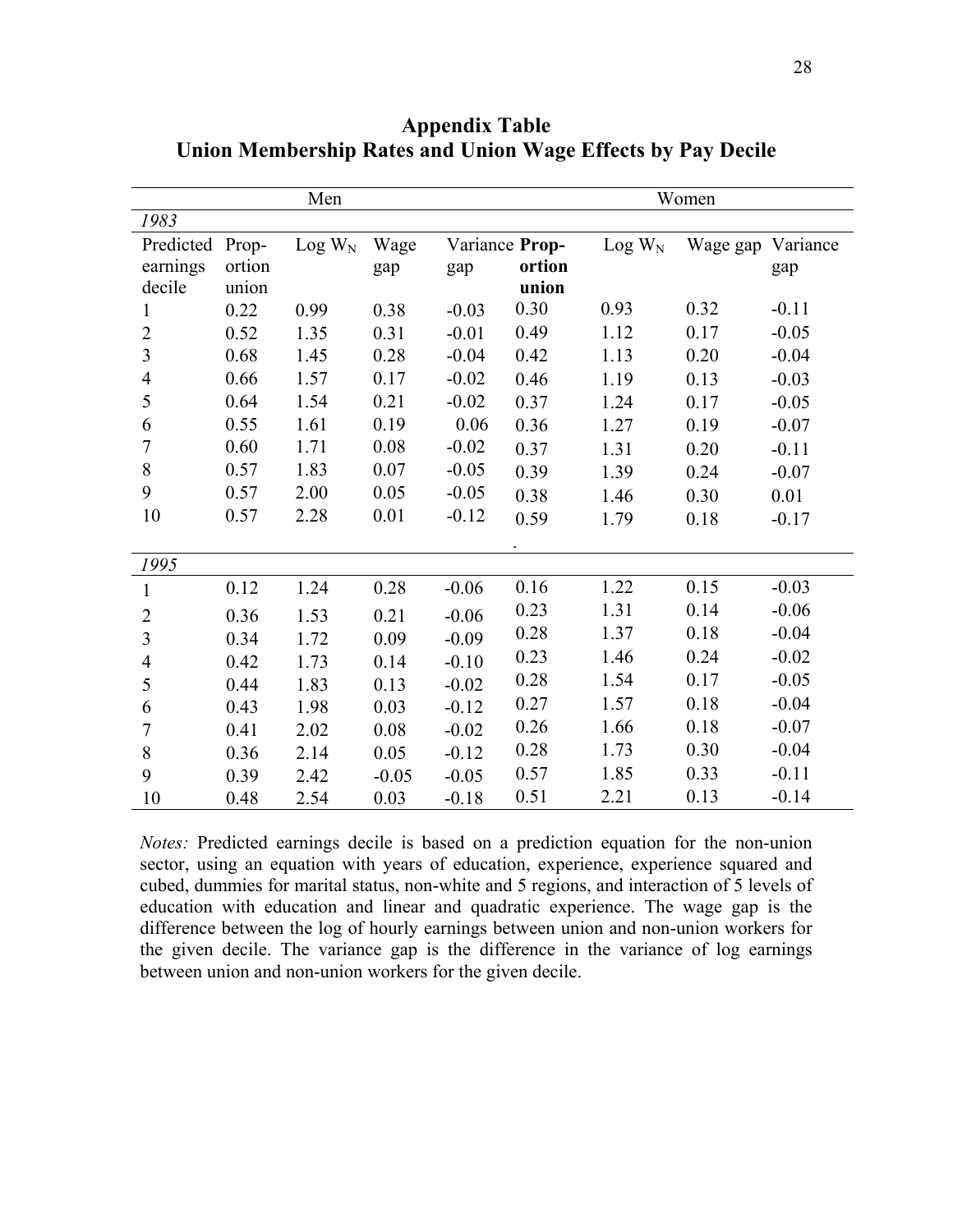**Appendix Table**
**Union Membership Rates and Union Wage Effects by Pay Decile**

| | Men | | | | Women | | | |
|---|---|---|---|---|---|---|---|---|
| *1983* | | | | | | | | |
| Predicted earnings decile | Proportion union | Log $W_N$ | Wage gap | Variance gap | **Proportion union** | Log $W_N$ | Wage gap | Variance gap |
| 1 | 0.22 | 0.99 | 0.38 | -0.03 | 0.30 | 0.93 | 0.32 | -0.11 |
| 2 | 0.52 | 1.35 | 0.31 | -0.01 | 0.49 | 1.12 | 0.17 | -0.05 |
| 3 | 0.68 | 1.45 | 0.28 | -0.04 | 0.42 | 1.13 | 0.20 | -0.04 |
| 4 | 0.66 | 1.57 | 0.17 | -0.02 | 0.46 | 1.19 | 0.13 | -0.03 |
| 5 | 0.64 | 1.54 | 0.21 | -0.02 | 0.37 | 1.24 | 0.17 | -0.05 |
| 6 | 0.55 | 1.61 | 0.19 | 0.06 | 0.36 | 1.27 | 0.19 | -0.07 |
| 7 | 0.60 | 1.71 | 0.08 | -0.02 | 0.37 | 1.31 | 0.20 | -0.11 |
| 8 | 0.57 | 1.83 | 0.07 | -0.05 | 0.39 | 1.39 | 0.24 | -0.07 |
| 9 | 0.57 | 2.00 | 0.05 | -0.05 | 0.38 | 1.46 | 0.30 | 0.01 |
| 10 | 0.57 | 2.28 | 0.01 | -0.12 | 0.59 | 1.79 | 0.18 | -0.17 |
| *1995* | | | | | | | | |
| 1 | 0.12 | 1.24 | 0.28 | -0.06 | 0.16 | 1.22 | 0.15 | -0.03 |
| 2 | 0.36 | 1.53 | 0.21 | -0.06 | 0.23 | 1.31 | 0.14 | -0.06 |
| 3 | 0.34 | 1.72 | 0.09 | -0.09 | 0.28 | 1.37 | 0.18 | -0.04 |
| 4 | 0.42 | 1.73 | 0.14 | -0.10 | 0.23 | 1.46 | 0.24 | -0.02 |
| 5 | 0.44 | 1.83 | 0.13 | -0.02 | 0.28 | 1.54 | 0.17 | -0.05 |
| 6 | 0.43 | 1.98 | 0.03 | -0.12 | 0.27 | 1.57 | 0.18 | -0.04 |
| 7 | 0.41 | 2.02 | 0.08 | -0.02 | 0.26 | 1.66 | 0.18 | -0.07 |
| 8 | 0.36 | 2.14 | 0.05 | -0.12 | 0.28 | 1.73 | 0.30 | -0.04 |
| 9 | 0.39 | 2.42 | -0.05 | -0.05 | 0.57 | 1.85 | 0.33 | -0.11 |
| 10 | 0.48 | 2.54 | 0.03 | -0.18 | 0.51 | 2.21 | 0.13 | -0.14 |

*Notes:* Predicted earnings decile is based on a prediction equation for the non-union sector, using an equation with years of education, experience, experience squared and cubed, dummies for marital status, non-white and 5 regions, and interaction of 5 levels of education with education and linear and quadratic experience. The wage gap is the difference between the log of hourly earnings between union and non-union workers for the given decile. The variance gap is the difference in the variance of log earnings between union and non-union workers for the given decile.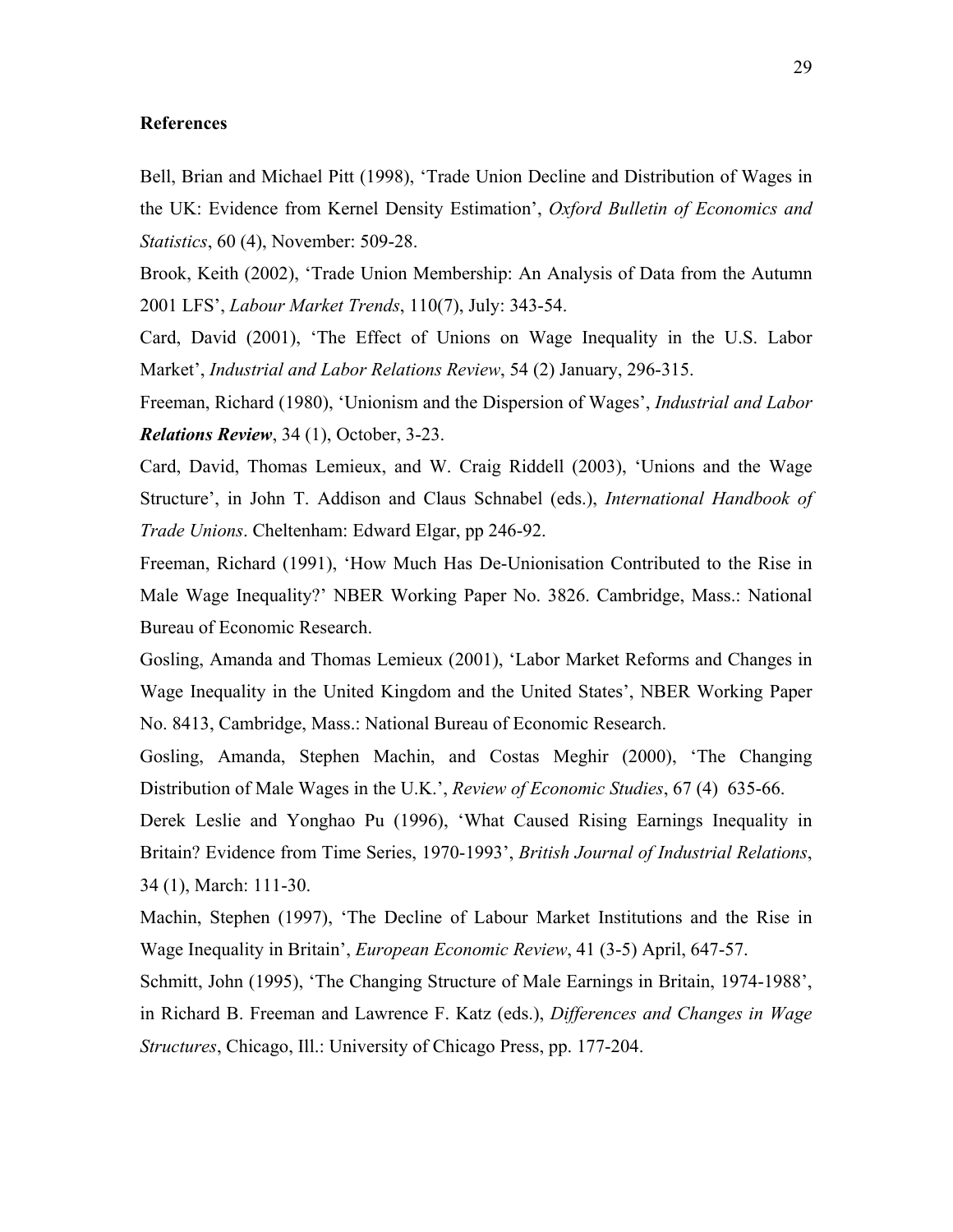**References**

Bell, Brian and Michael Pitt (1998), 'Trade Union Decline and Distribution of Wages in the UK: Evidence from Kernel Density Estimation', *Oxford Bulletin of Economics and Statistics*, 60 (4), November: 509-28.

Brook, Keith (2002), 'Trade Union Membership: An Analysis of Data from the Autumn 2001 LFS', *Labour Market Trends*, 110(7), July: 343-54.

Card, David (2001), 'The Effect of Unions on Wage Inequality in the U.S. Labor Market', *Industrial and Labor Relations Review*, 54 (2) January, 296-315.

Freeman, Richard (1980), 'Unionism and the Dispersion of Wages', *Industrial and Labor **Relations Review***, 34 (1), October, 3-23.

Card, David, Thomas Lemieux, and W. Craig Riddell (2003), 'Unions and the Wage Structure', in John T. Addison and Claus Schnabel (eds.), *International Handbook of Trade Unions*. Cheltenham: Edward Elgar, pp 246-92.

Freeman, Richard (1991), 'How Much Has De-Unionisation Contributed to the Rise in Male Wage Inequality?' NBER Working Paper No. 3826. Cambridge, Mass.: National Bureau of Economic Research.

Gosling, Amanda and Thomas Lemieux (2001), 'Labor Market Reforms and Changes in Wage Inequality in the United Kingdom and the United States', NBER Working Paper No. 8413, Cambridge, Mass.: National Bureau of Economic Research.

Gosling, Amanda, Stephen Machin, and Costas Meghir (2000), 'The Changing Distribution of Male Wages in the U.K.', *Review of Economic Studies*, 67 (4) 635-66.

Derek Leslie and Yonghao Pu (1996), 'What Caused Rising Earnings Inequality in Britain? Evidence from Time Series, 1970-1993', *British Journal of Industrial Relations*, 34 (1), March: 111-30.

Machin, Stephen (1997), 'The Decline of Labour Market Institutions and the Rise in Wage Inequality in Britain', *European Economic Review*, 41 (3-5) April, 647-57.

Schmitt, John (1995), 'The Changing Structure of Male Earnings in Britain, 1974-1988', in Richard B. Freeman and Lawrence F. Katz (eds.), *Differences and Changes in Wage Structures*, Chicago, Ill.: University of Chicago Press, pp. 177-204.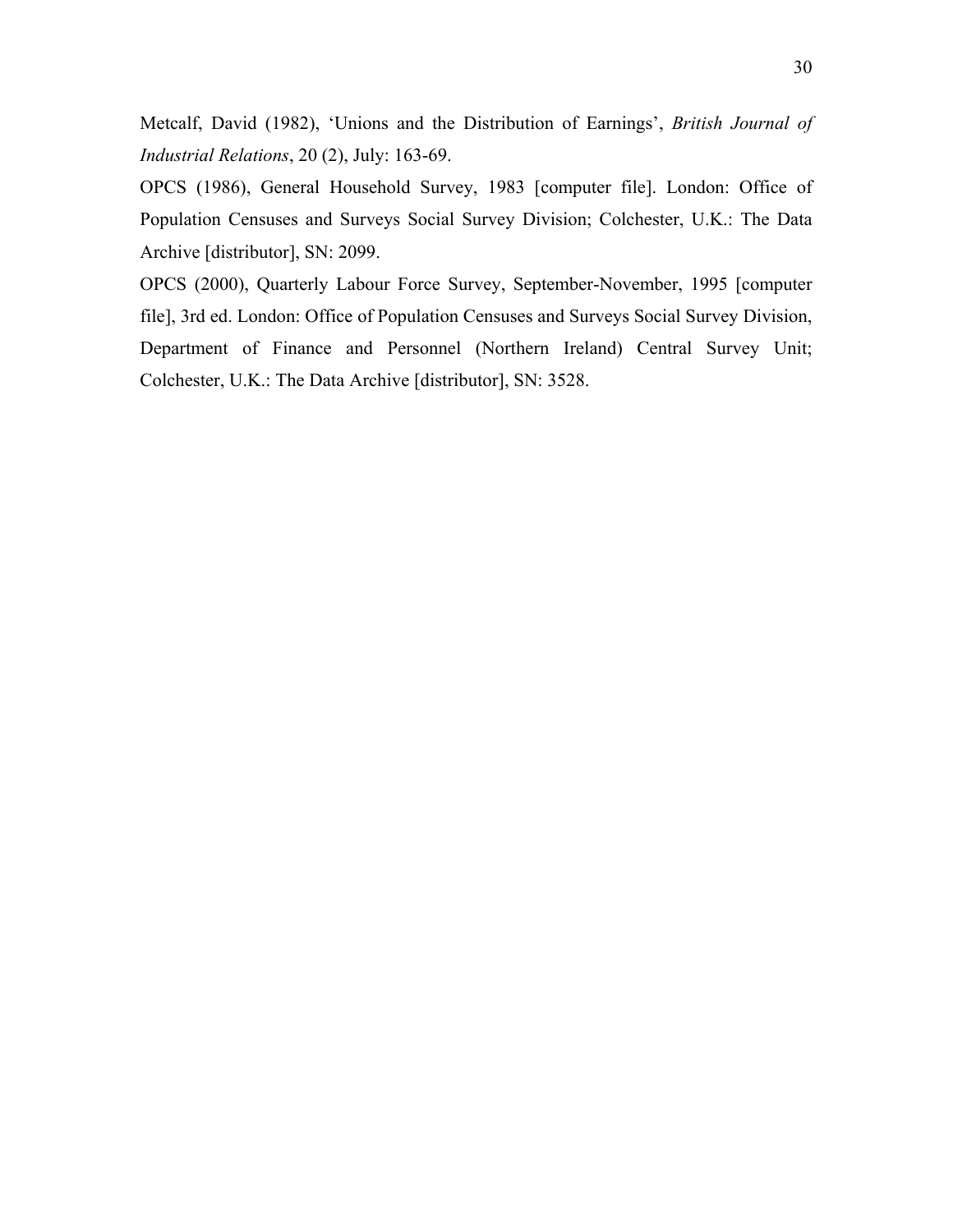Metcalf, David (1982), 'Unions and the Distribution of Earnings', *British Journal of Industrial Relations*, 20 (2), July: 163-69.

OPCS (1986), General Household Survey, 1983 [computer file]. London: Office of Population Censuses and Surveys Social Survey Division; Colchester, U.K.: The Data Archive [distributor], SN: 2099.

OPCS (2000), Quarterly Labour Force Survey, September-November, 1995 [computer file], 3rd ed. London: Office of Population Censuses and Surveys Social Survey Division, Department of Finance and Personnel (Northern Ireland) Central Survey Unit; Colchester, U.K.: The Data Archive [distributor], SN: 3528.